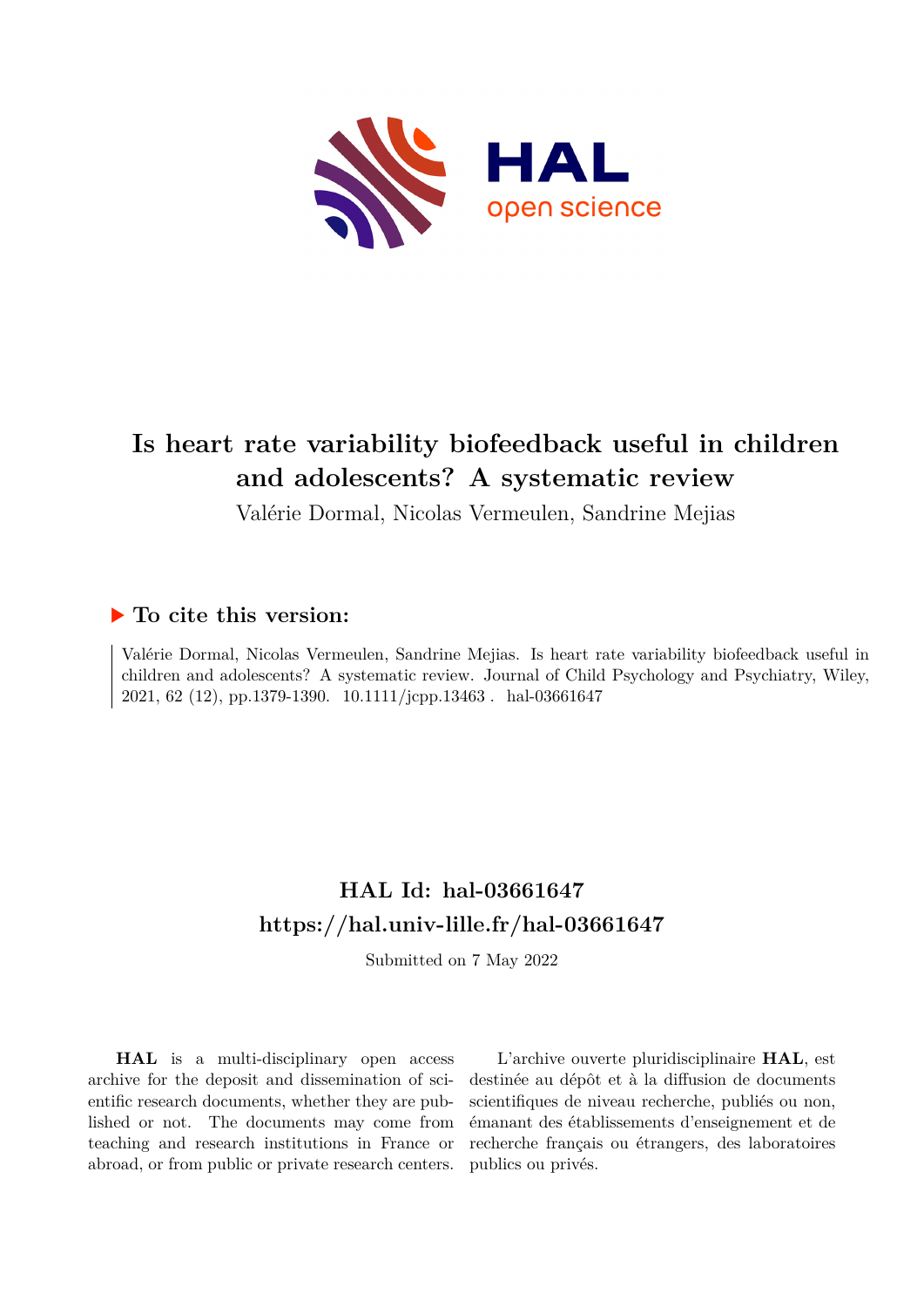# Is heart rate variability biofeedback useful in children and adolescents? A systematic review

Valérie Dormal, Nicolas Vermeulen, Sandrine Mejias

## ▶ To cite this version:

Valérie Dormal, Nicolas Vermeulen, Sandrine Mejias. Is heart rate variability biofeedback useful in children and adolescents? A systematic review. Journal of Child Psychology and Psychiatry, Wiley, 2021, 62 (12), pp.1379-1390. 10.1111/jcpp.13463 . hal-03661647

## HAL Id: hal-03661647
## https://hal.univ-lille.fr/hal-03661647

Submitted on 7 May 2022

**HAL** is a multi-disciplinary open access archive for the deposit and dissemination of scientific research documents, whether they are published or not. The documents may come from teaching and research institutions in France or abroad, or from public or private research centers.

L'archive ouverte pluridisciplinaire **HAL**, est destinée au dépôt et à la diffusion de documents scientifiques de niveau recherche, publiés ou non, émanant des établissements d'enseignement et de recherche français ou étrangers, des laboratoires publics ou privés.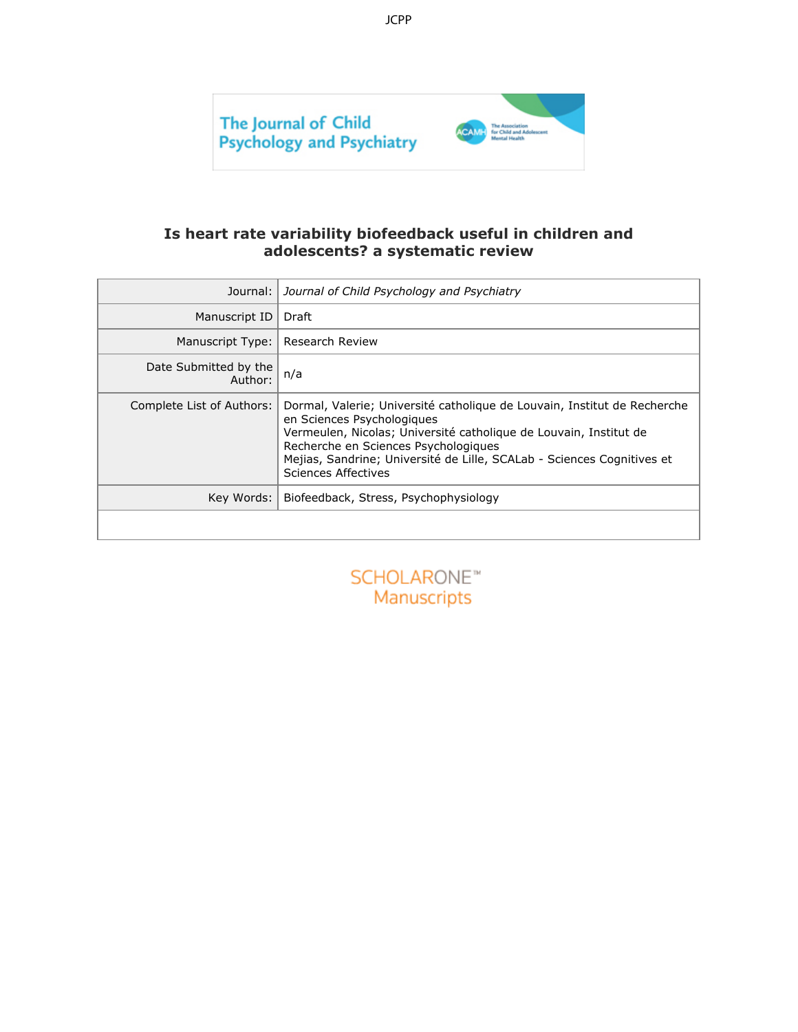# Is heart rate variability biofeedback useful in children and adolescents? a systematic review

| | |
|---|---|
| Journal: | *Journal of Child Psychology and Psychiatry* |
| Manuscript ID | Draft |
| Manuscript Type: | Research Review |
| Date Submitted by the Author: | n/a |
| Complete List of Authors: | Dormal, Valerie; Université catholique de Louvain, Institut de Recherche en Sciences Psychologiques<br>Vermeulen, Nicolas; Université catholique de Louvain, Institut de Recherche en Sciences Psychologiques<br>Mejias, Sandrine; Université de Lille, SCALab - Sciences Cognitives et Sciences Affectives |
| Key Words: | Biofeedback, Stress, Psychophysiology |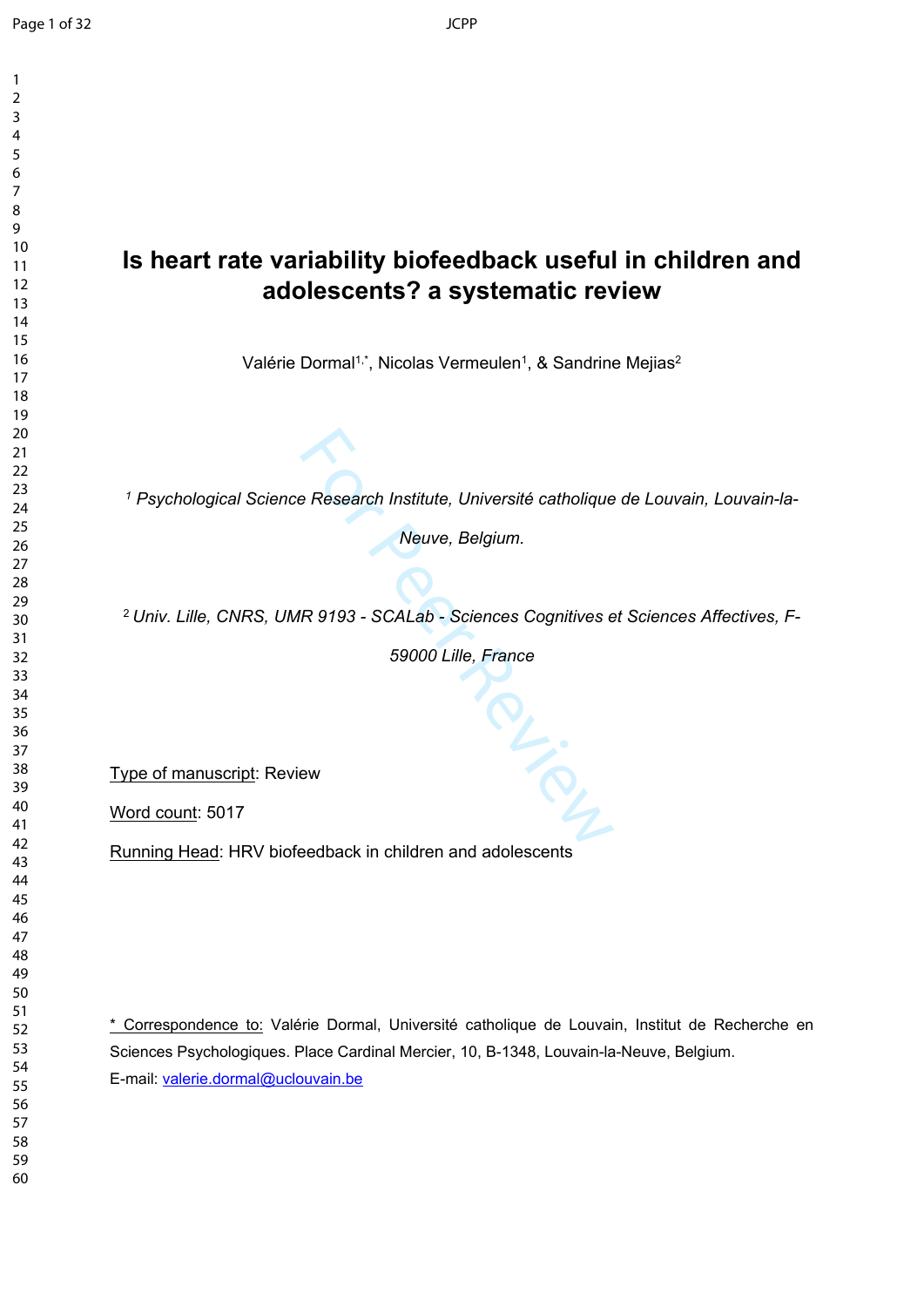# Is heart rate variability biofeedback useful in children and adolescents? a systematic review

Valérie Dormal[1,*], Nicolas Vermeulen[1], & Sandrine Mejias[2]

[1] *Psychological Science Research Institute, Université catholique de Louvain, Louvain-la-Neuve, Belgium.*

[2] *Univ. Lille, CNRS, UMR 9193 - SCALab - Sciences Cognitives et Sciences Affectives, F-59000 Lille, France*

Type of manuscript: Review

Word count: 5017

Running Head: HRV biofeedback in children and adolescents

* Correspondence to: Valérie Dormal, Université catholique de Louvain, Institut de Recherche en Sciences Psychologiques. Place Cardinal Mercier, 10, B-1348, Louvain-la-Neuve, Belgium.
E-mail: valerie.dormal@uclouvain.be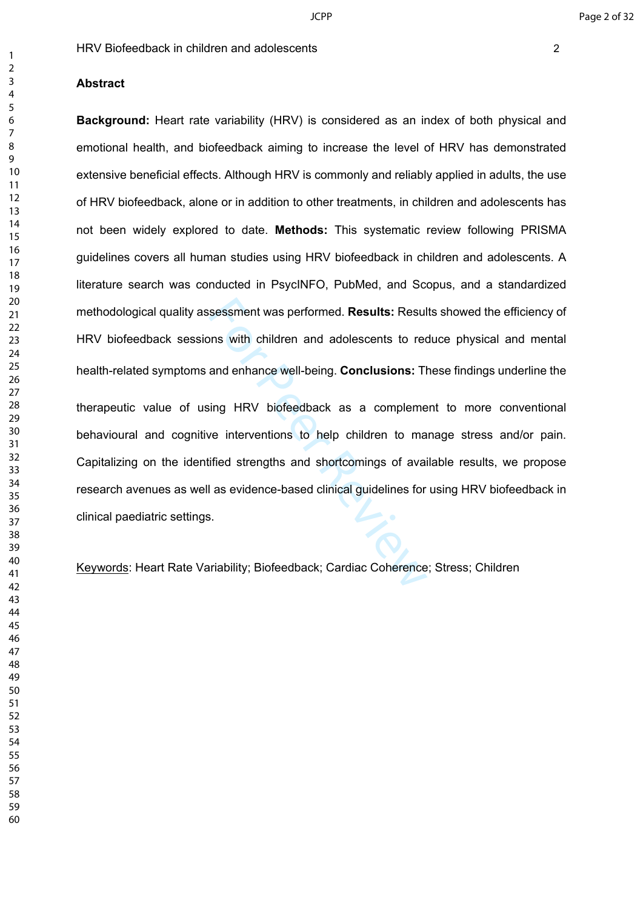## Abstract

**Background:** Heart rate variability (HRV) is considered as an index of both physical and emotional health, and biofeedback aiming to increase the level of HRV has demonstrated extensive beneficial effects. Although HRV is commonly and reliably applied in adults, the use of HRV biofeedback, alone or in addition to other treatments, in children and adolescents has not been widely explored to date. **Methods:** This systematic review following PRISMA guidelines covers all human studies using HRV biofeedback in children and adolescents. A literature search was conducted in PsycINFO, PubMed, and Scopus, and a standardized methodological quality assessment was performed. **Results:** Results showed the efficiency of HRV biofeedback sessions with children and adolescents to reduce physical and mental health-related symptoms and enhance well-being. **Conclusions:** These findings underline the therapeutic value of using HRV biofeedback as a complement to more conventional behavioural and cognitive interventions to help children to manage stress and/or pain. Capitalizing on the identified strengths and shortcomings of available results, we propose research avenues as well as evidence-based clinical guidelines for using HRV biofeedback in clinical paediatric settings.

Keywords: Heart Rate Variability; Biofeedback; Cardiac Coherence; Stress; Children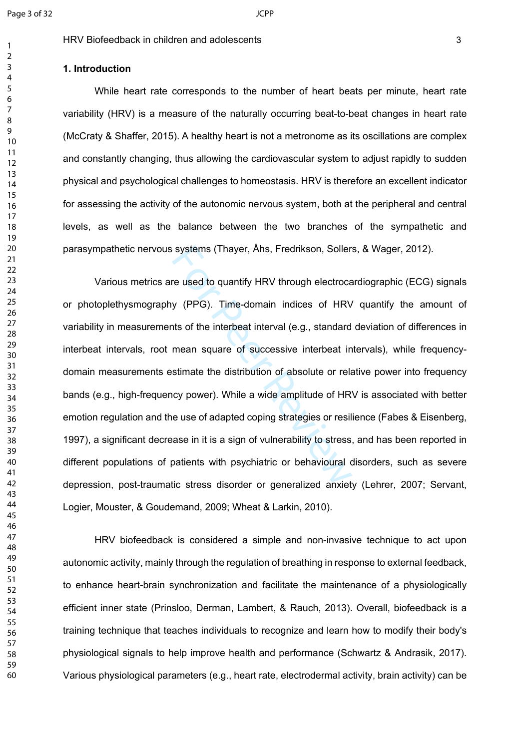## 1. Introduction

While heart rate corresponds to the number of heart beats per minute, heart rate variability (HRV) is a measure of the naturally occurring beat-to-beat changes in heart rate (McCraty & Shaffer, 2015). A healthy heart is not a metronome as its oscillations are complex and constantly changing, thus allowing the cardiovascular system to adjust rapidly to sudden physical and psychological challenges to homeostasis. HRV is therefore an excellent indicator for assessing the activity of the autonomic nervous system, both at the peripheral and central levels, as well as the balance between the two branches of the sympathetic and parasympathetic nervous systems (Thayer, Åhs, Fredrikson, Sollers, & Wager, 2012).

Various metrics are used to quantify HRV through electrocardiographic (ECG) signals or photoplethysmography (PPG). Time-domain indices of HRV quantify the amount of variability in measurements of the interbeat interval (e.g., standard deviation of differences in interbeat intervals, root mean square of successive interbeat intervals), while frequency-domain measurements estimate the distribution of absolute or relative power into frequency bands (e.g., high-frequency power). While a wide amplitude of HRV is associated with better emotion regulation and the use of adapted coping strategies or resilience (Fabes & Eisenberg, 1997), a significant decrease in it is a sign of vulnerability to stress, and has been reported in different populations of patients with psychiatric or behavioural disorders, such as severe depression, post-traumatic stress disorder or generalized anxiety (Lehrer, 2007; Servant, Logier, Mouster, & Goudemand, 2009; Wheat & Larkin, 2010).

HRV biofeedback is considered a simple and non-invasive technique to act upon autonomic activity, mainly through the regulation of breathing in response to external feedback, to enhance heart-brain synchronization and facilitate the maintenance of a physiologically efficient inner state (Prinsloo, Derman, Lambert, & Rauch, 2013). Overall, biofeedback is a training technique that teaches individuals to recognize and learn how to modify their body's physiological signals to help improve health and performance (Schwartz & Andrasik, 2017). Various physiological parameters (e.g., heart rate, electrodermal activity, brain activity) can be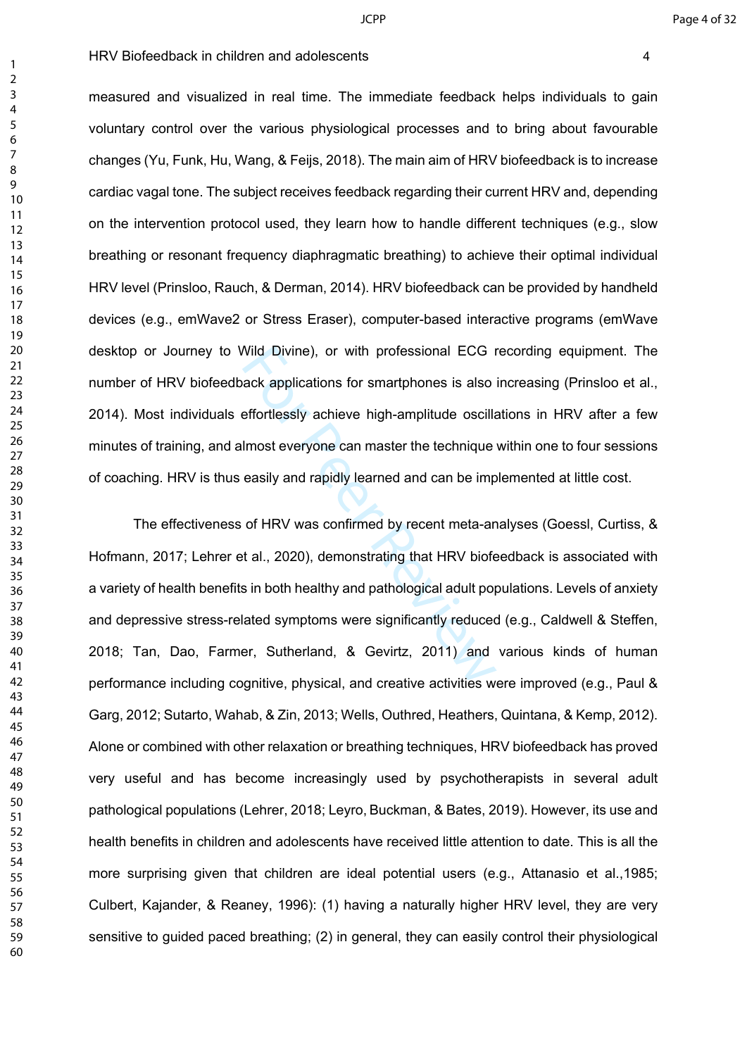measured and visualized in real time. The immediate feedback helps individuals to gain voluntary control over the various physiological processes and to bring about favourable changes (Yu, Funk, Hu, Wang, & Feijs, 2018). The main aim of HRV biofeedback is to increase cardiac vagal tone. The subject receives feedback regarding their current HRV and, depending on the intervention protocol used, they learn how to handle different techniques (e.g., slow breathing or resonant frequency diaphragmatic breathing) to achieve their optimal individual HRV level (Prinsloo, Rauch, & Derman, 2014). HRV biofeedback can be provided by handheld devices (e.g., emWave2 or Stress Eraser), computer-based interactive programs (emWave desktop or Journey to Wild Divine), or with professional ECG recording equipment. The number of HRV biofeedback applications for smartphones is also increasing (Prinsloo et al., 2014). Most individuals effortlessly achieve high-amplitude oscillations in HRV after a few minutes of training, and almost everyone can master the technique within one to four sessions of coaching. HRV is thus easily and rapidly learned and can be implemented at little cost.

The effectiveness of HRV was confirmed by recent meta-analyses (Goessl, Curtiss, & Hofmann, 2017; Lehrer et al., 2020), demonstrating that HRV biofeedback is associated with a variety of health benefits in both healthy and pathological adult populations. Levels of anxiety and depressive stress-related symptoms were significantly reduced (e.g., Caldwell & Steffen, 2018; Tan, Dao, Farmer, Sutherland, & Gevirtz, 2011) and various kinds of human performance including cognitive, physical, and creative activities were improved (e.g., Paul & Garg, 2012; Sutarto, Wahab, & Zin, 2013; Wells, Outhred, Heathers, Quintana, & Kemp, 2012). Alone or combined with other relaxation or breathing techniques, HRV biofeedback has proved very useful and has become increasingly used by psychotherapists in several adult pathological populations (Lehrer, 2018; Leyro, Buckman, & Bates, 2019). However, its use and health benefits in children and adolescents have received little attention to date. This is all the more surprising given that children are ideal potential users (e.g., Attanasio et al.,1985; Culbert, Kajander, & Reaney, 1996): (1) having a naturally higher HRV level, they are very sensitive to guided paced breathing; (2) in general, they can easily control their physiological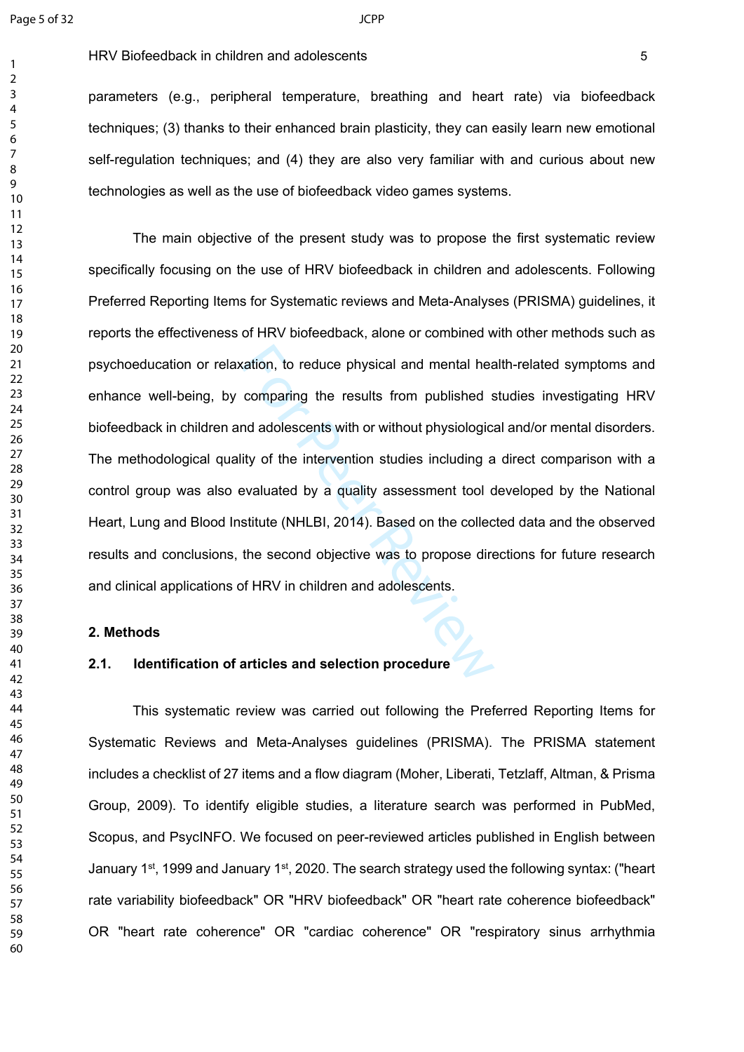parameters (e.g., peripheral temperature, breathing and heart rate) via biofeedback techniques; (3) thanks to their enhanced brain plasticity, they can easily learn new emotional self-regulation techniques; and (4) they are also very familiar with and curious about new technologies as well as the use of biofeedback video games systems.

The main objective of the present study was to propose the first systematic review specifically focusing on the use of HRV biofeedback in children and adolescents. Following Preferred Reporting Items for Systematic reviews and Meta-Analyses (PRISMA) guidelines, it reports the effectiveness of HRV biofeedback, alone or combined with other methods such as psychoeducation or relaxation, to reduce physical and mental health-related symptoms and enhance well-being, by comparing the results from published studies investigating HRV biofeedback in children and adolescents with or without physiological and/or mental disorders. The methodological quality of the intervention studies including a direct comparison with a control group was also evaluated by a quality assessment tool developed by the National Heart, Lung and Blood Institute (NHLBI, 2014). Based on the collected data and the observed results and conclusions, the second objective was to propose directions for future research and clinical applications of HRV in children and adolescents.

## 2. Methods

### 2.1. Identification of articles and selection procedure

This systematic review was carried out following the Preferred Reporting Items for Systematic Reviews and Meta-Analyses guidelines (PRISMA). The PRISMA statement includes a checklist of 27 items and a flow diagram (Moher, Liberati, Tetzlaff, Altman, & Prisma Group, 2009). To identify eligible studies, a literature search was performed in PubMed, Scopus, and PsycINFO. We focused on peer-reviewed articles published in English between January 1st, 1999 and January 1st, 2020. The search strategy used the following syntax: ("heart rate variability biofeedback" OR "HRV biofeedback" OR "heart rate coherence biofeedback" OR "heart rate coherence" OR "cardiac coherence" OR "respiratory sinus arrhythmia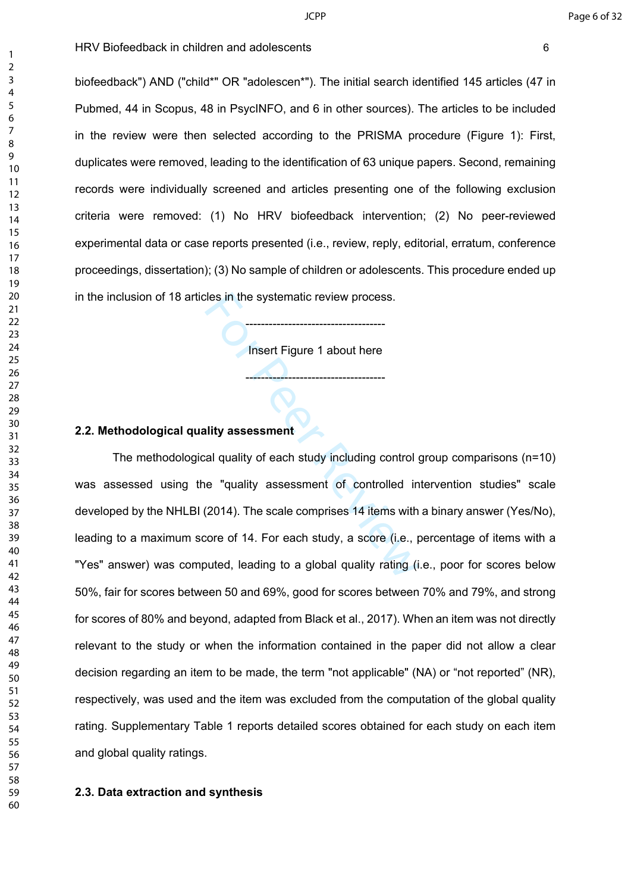biofeedback") AND ("child*" OR "adolescen*"). The initial search identified 145 articles (47 in Pubmed, 44 in Scopus, 48 in PsycINFO, and 6 in other sources). The articles to be included in the review were then selected according to the PRISMA procedure (Figure 1): First, duplicates were removed, leading to the identification of 63 unique papers. Second, remaining records were individually screened and articles presenting one of the following exclusion criteria were removed: (1) No HRV biofeedback intervention; (2) No peer-reviewed experimental data or case reports presented (i.e., review, reply, editorial, erratum, conference proceedings, dissertation); (3) No sample of children or adolescents. This procedure ended up in the inclusion of 18 articles in the systematic review process.

-----------------------------------

Insert Figure 1 about here

-----------------------------------

### 2.2. Methodological quality assessment

The methodological quality of each study including control group comparisons (n=10) was assessed using the "quality assessment of controlled intervention studies" scale developed by the NHLBI (2014). The scale comprises 14 items with a binary answer (Yes/No), leading to a maximum score of 14. For each study, a score (i.e., percentage of items with a "Yes" answer) was computed, leading to a global quality rating (i.e., poor for scores below 50%, fair for scores between 50 and 69%, good for scores between 70% and 79%, and strong for scores of 80% and beyond, adapted from Black et al., 2017). When an item was not directly relevant to the study or when the information contained in the paper did not allow a clear decision regarding an item to be made, the term "not applicable" (NA) or "not reported" (NR), respectively, was used and the item was excluded from the computation of the global quality rating. Supplementary Table 1 reports detailed scores obtained for each study on each item and global quality ratings.

### 2.3. Data extraction and synthesis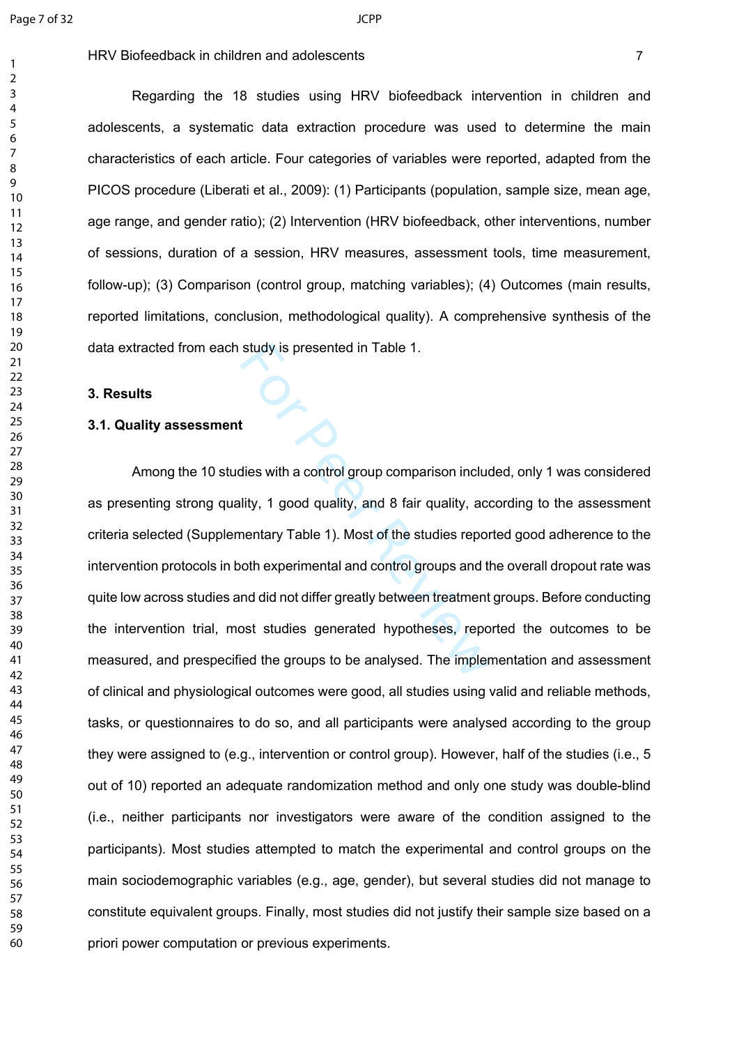Regarding the 18 studies using HRV biofeedback intervention in children and adolescents, a systematic data extraction procedure was used to determine the main characteristics of each article. Four categories of variables were reported, adapted from the PICOS procedure (Liberati et al., 2009): (1) Participants (population, sample size, mean age, age range, and gender ratio); (2) Intervention (HRV biofeedback, other interventions, number of sessions, duration of a session, HRV measures, assessment tools, time measurement, follow-up); (3) Comparison (control group, matching variables); (4) Outcomes (main results, reported limitations, conclusion, methodological quality). A comprehensive synthesis of the data extracted from each study is presented in Table 1.

## 3. Results

### 3.1. Quality assessment

Among the 10 studies with a control group comparison included, only 1 was considered as presenting strong quality, 1 good quality, and 8 fair quality, according to the assessment criteria selected (Supplementary Table 1). Most of the studies reported good adherence to the intervention protocols in both experimental and control groups and the overall dropout rate was quite low across studies and did not differ greatly between treatment groups. Before conducting the intervention trial, most studies generated hypotheses, reported the outcomes to be measured, and prespecified the groups to be analysed. The implementation and assessment of clinical and physiological outcomes were good, all studies using valid and reliable methods, tasks, or questionnaires to do so, and all participants were analysed according to the group they were assigned to (e.g., intervention or control group). However, half of the studies (i.e., 5 out of 10) reported an adequate randomization method and only one study was double-blind (i.e., neither participants nor investigators were aware of the condition assigned to the participants). Most studies attempted to match the experimental and control groups on the main sociodemographic variables (e.g., age, gender), but several studies did not manage to constitute equivalent groups. Finally, most studies did not justify their sample size based on a priori power computation or previous experiments.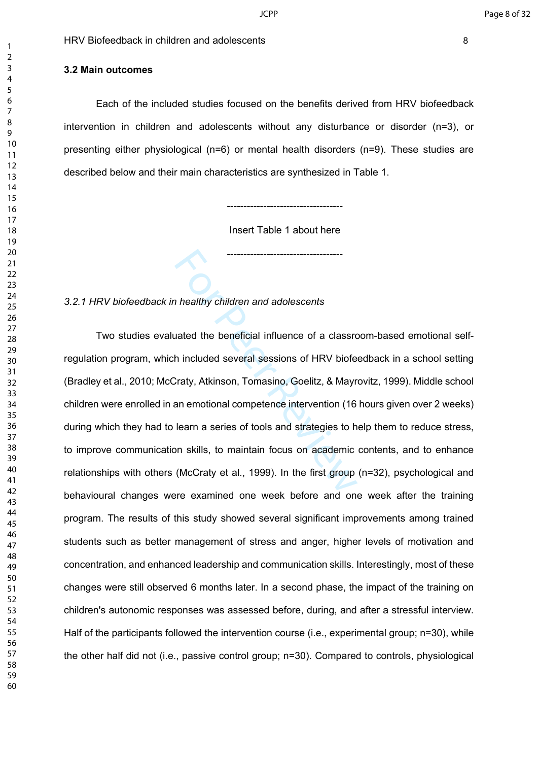### 3.2 Main outcomes

Each of the included studies focused on the benefits derived from HRV biofeedback intervention in children and adolescents without any disturbance or disorder (n=3), or presenting either physiological (n=6) or mental health disorders (n=9). These studies are described below and their main characteristics are synthesized in Table 1.

-----------------------------------

Insert Table 1 about here

-----------------------------------

*3.2.1 HRV biofeedback in healthy children and adolescents*

Two studies evaluated the beneficial influence of a classroom-based emotional self-regulation program, which included several sessions of HRV biofeedback in a school setting (Bradley et al., 2010; McCraty, Atkinson, Tomasino, Goelitz, & Mayrovitz, 1999). Middle school children were enrolled in an emotional competence intervention (16 hours given over 2 weeks) during which they had to learn a series of tools and strategies to help them to reduce stress, to improve communication skills, to maintain focus on academic contents, and to enhance relationships with others (McCraty et al., 1999). In the first group (n=32), psychological and behavioural changes were examined one week before and one week after the training program. The results of this study showed several significant improvements among trained students such as better management of stress and anger, higher levels of motivation and concentration, and enhanced leadership and communication skills. Interestingly, most of these changes were still observed 6 months later. In a second phase, the impact of the training on children's autonomic responses was assessed before, during, and after a stressful interview. Half of the participants followed the intervention course (i.e., experimental group; n=30), while the other half did not (i.e., passive control group; n=30). Compared to controls, physiological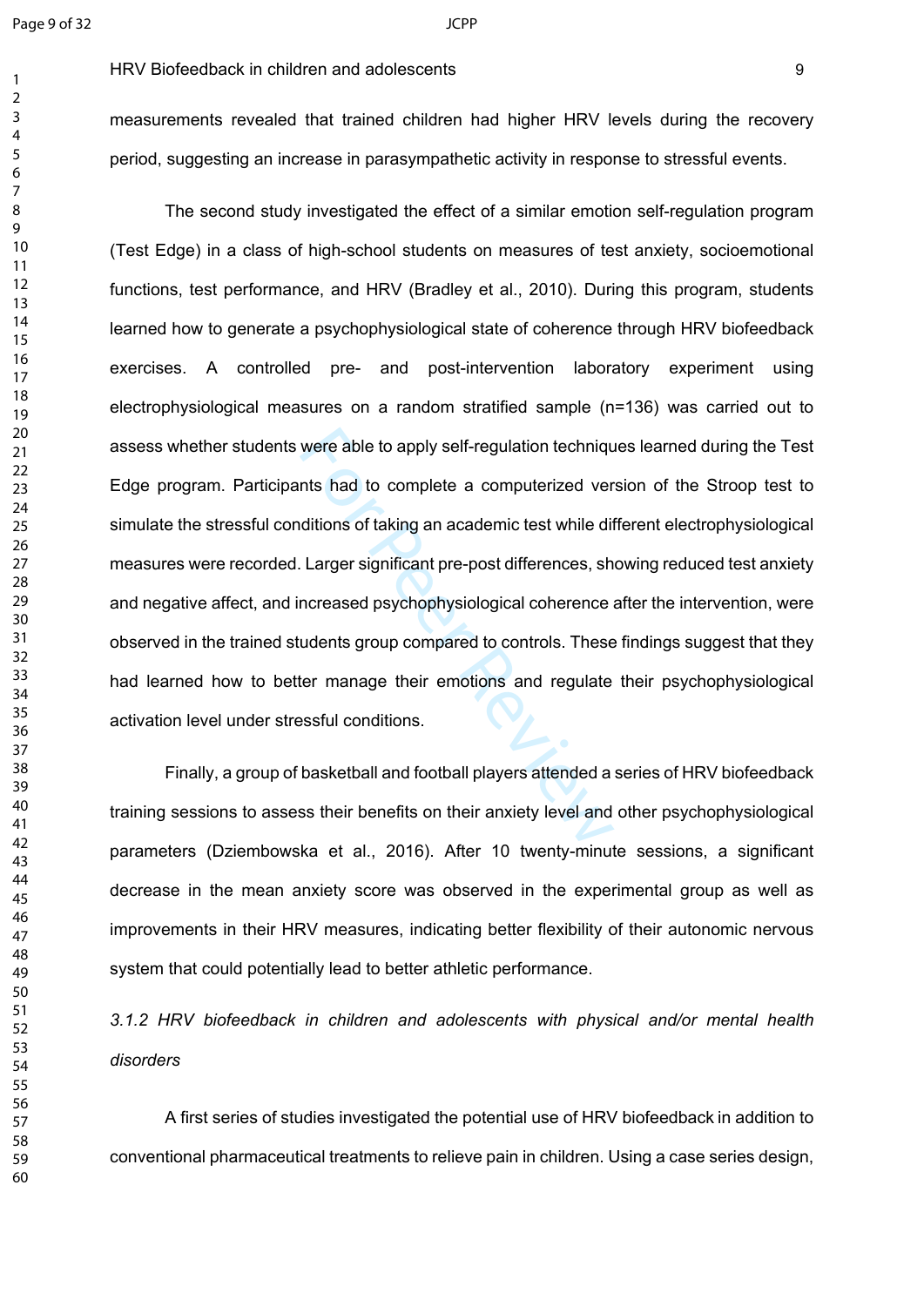measurements revealed that trained children had higher HRV levels during the recovery period, suggesting an increase in parasympathetic activity in response to stressful events.

The second study investigated the effect of a similar emotion self-regulation program (Test Edge) in a class of high-school students on measures of test anxiety, socioemotional functions, test performance, and HRV (Bradley et al., 2010). During this program, students learned how to generate a psychophysiological state of coherence through HRV biofeedback exercises. A controlled pre- and post-intervention laboratory experiment using electrophysiological measures on a random stratified sample (n=136) was carried out to assess whether students were able to apply self-regulation techniques learned during the Test Edge program. Participants had to complete a computerized version of the Stroop test to simulate the stressful conditions of taking an academic test while different electrophysiological measures were recorded. Larger significant pre-post differences, showing reduced test anxiety and negative affect, and increased psychophysiological coherence after the intervention, were observed in the trained students group compared to controls. These findings suggest that they had learned how to better manage their emotions and regulate their psychophysiological activation level under stressful conditions.

Finally, a group of basketball and football players attended a series of HRV biofeedback training sessions to assess their benefits on their anxiety level and other psychophysiological parameters (Dziembowska et al., 2016). After 10 twenty-minute sessions, a significant decrease in the mean anxiety score was observed in the experimental group as well as improvements in their HRV measures, indicating better flexibility of their autonomic nervous system that could potentially lead to better athletic performance.

### *3.1.2 HRV biofeedback in children and adolescents with physical and/or mental health disorders*

A first series of studies investigated the potential use of HRV biofeedback in addition to conventional pharmaceutical treatments to relieve pain in children. Using a case series design,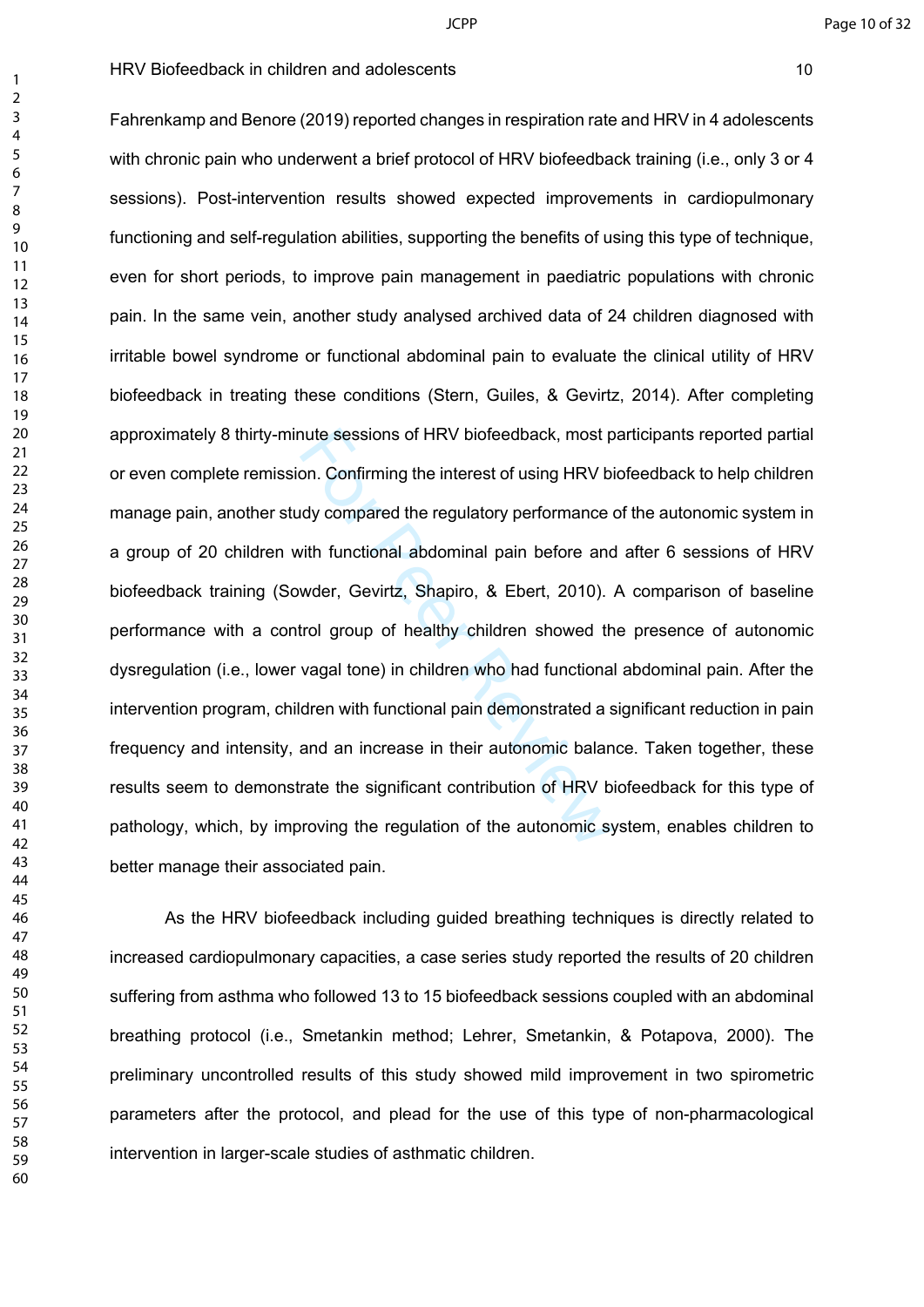Fahrenkamp and Benore (2019) reported changes in respiration rate and HRV in 4 adolescents with chronic pain who underwent a brief protocol of HRV biofeedback training (i.e., only 3 or 4 sessions). Post-intervention results showed expected improvements in cardiopulmonary functioning and self-regulation abilities, supporting the benefits of using this type of technique, even for short periods, to improve pain management in paediatric populations with chronic pain. In the same vein, another study analysed archived data of 24 children diagnosed with irritable bowel syndrome or functional abdominal pain to evaluate the clinical utility of HRV biofeedback in treating these conditions (Stern, Guiles, & Gevirtz, 2014). After completing approximately 8 thirty-minute sessions of HRV biofeedback, most participants reported partial or even complete remission. Confirming the interest of using HRV biofeedback to help children manage pain, another study compared the regulatory performance of the autonomic system in a group of 20 children with functional abdominal pain before and after 6 sessions of HRV biofeedback training (Sowder, Gevirtz, Shapiro, & Ebert, 2010). A comparison of baseline performance with a control group of healthy children showed the presence of autonomic dysregulation (i.e., lower vagal tone) in children who had functional abdominal pain. After the intervention program, children with functional pain demonstrated a significant reduction in pain frequency and intensity, and an increase in their autonomic balance. Taken together, these results seem to demonstrate the significant contribution of HRV biofeedback for this type of pathology, which, by improving the regulation of the autonomic system, enables children to better manage their associated pain.

As the HRV biofeedback including guided breathing techniques is directly related to increased cardiopulmonary capacities, a case series study reported the results of 20 children suffering from asthma who followed 13 to 15 biofeedback sessions coupled with an abdominal breathing protocol (i.e., Smetankin method; Lehrer, Smetankin, & Potapova, 2000). The preliminary uncontrolled results of this study showed mild improvement in two spirometric parameters after the protocol, and plead for the use of this type of non-pharmacological intervention in larger-scale studies of asthmatic children.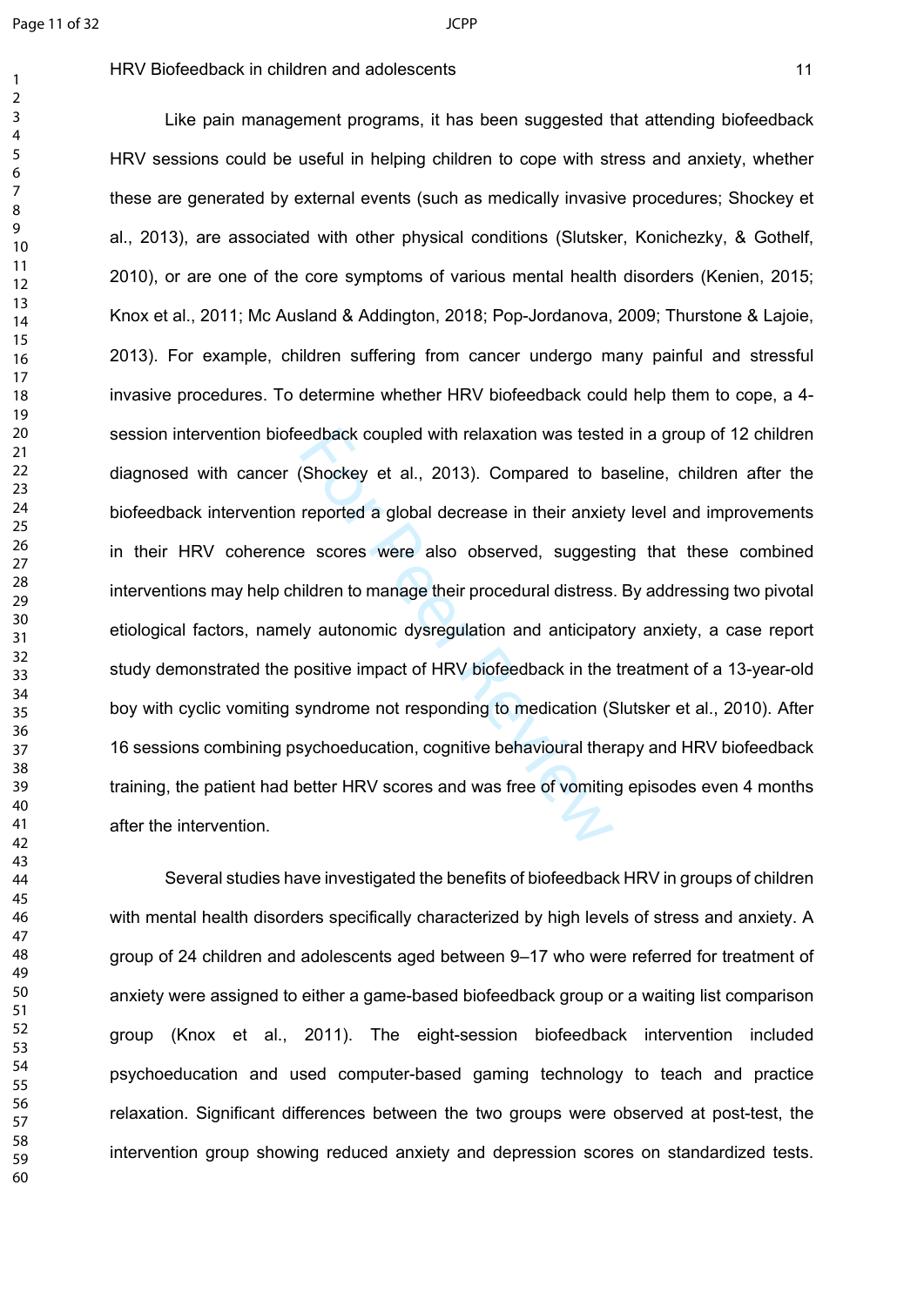Like pain management programs, it has been suggested that attending biofeedback HRV sessions could be useful in helping children to cope with stress and anxiety, whether these are generated by external events (such as medically invasive procedures; Shockey et al., 2013), are associated with other physical conditions (Slutsker, Konichezky, & Gothelf, 2010), or are one of the core symptoms of various mental health disorders (Kenien, 2015; Knox et al., 2011; Mc Ausland & Addington, 2018; Pop-Jordanova, 2009; Thurstone & Lajoie, 2013). For example, children suffering from cancer undergo many painful and stressful invasive procedures. To determine whether HRV biofeedback could help them to cope, a 4-session intervention biofeedback coupled with relaxation was tested in a group of 12 children diagnosed with cancer (Shockey et al., 2013). Compared to baseline, children after the biofeedback intervention reported a global decrease in their anxiety level and improvements in their HRV coherence scores were also observed, suggesting that these combined interventions may help children to manage their procedural distress. By addressing two pivotal etiological factors, namely autonomic dysregulation and anticipatory anxiety, a case report study demonstrated the positive impact of HRV biofeedback in the treatment of a 13-year-old boy with cyclic vomiting syndrome not responding to medication (Slutsker et al., 2010). After 16 sessions combining psychoeducation, cognitive behavioural therapy and HRV biofeedback training, the patient had better HRV scores and was free of vomiting episodes even 4 months after the intervention.

Several studies have investigated the benefits of biofeedback HRV in groups of children with mental health disorders specifically characterized by high levels of stress and anxiety. A group of 24 children and adolescents aged between 9–17 who were referred for treatment of anxiety were assigned to either a game-based biofeedback group or a waiting list comparison group (Knox et al., 2011). The eight-session biofeedback intervention included psychoeducation and used computer-based gaming technology to teach and practice relaxation. Significant differences between the two groups were observed at post-test, the intervention group showing reduced anxiety and depression scores on standardized tests.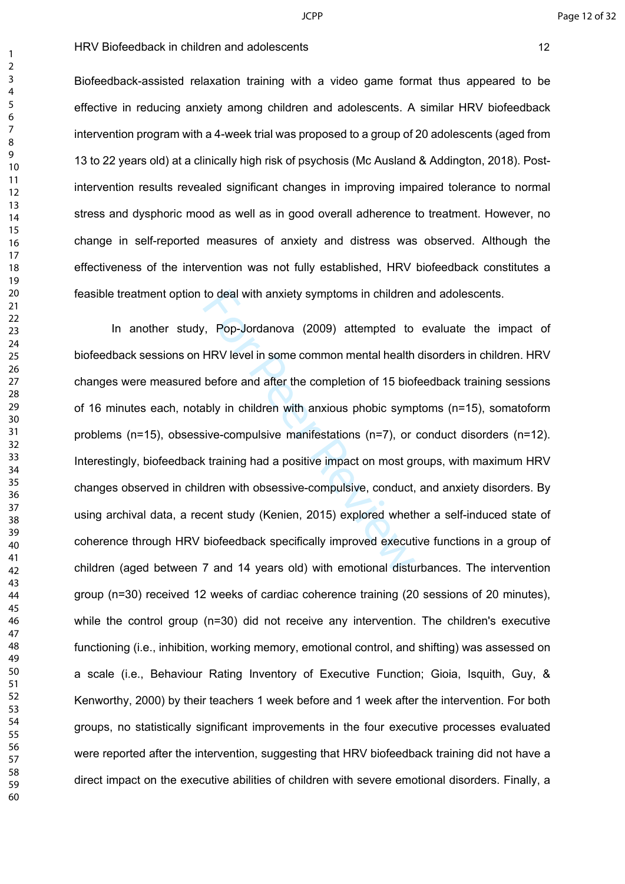Biofeedback-assisted relaxation training with a video game format thus appeared to be effective in reducing anxiety among children and adolescents. A similar HRV biofeedback intervention program with a 4-week trial was proposed to a group of 20 adolescents (aged from 13 to 22 years old) at a clinically high risk of psychosis (Mc Ausland & Addington, 2018). Post-intervention results revealed significant changes in improving impaired tolerance to normal stress and dysphoric mood as well as in good overall adherence to treatment. However, no change in self-reported measures of anxiety and distress was observed. Although the effectiveness of the intervention was not fully established, HRV biofeedback constitutes a feasible treatment option to deal with anxiety symptoms in children and adolescents.

In another study, Pop-Jordanova (2009) attempted to evaluate the impact of biofeedback sessions on HRV level in some common mental health disorders in children. HRV changes were measured before and after the completion of 15 biofeedback training sessions of 16 minutes each, notably in children with anxious phobic symptoms (n=15), somatoform problems (n=15), obsessive-compulsive manifestations (n=7), or conduct disorders (n=12). Interestingly, biofeedback training had a positive impact on most groups, with maximum HRV changes observed in children with obsessive-compulsive, conduct, and anxiety disorders. By using archival data, a recent study (Kenien, 2015) explored whether a self-induced state of coherence through HRV biofeedback specifically improved executive functions in a group of children (aged between 7 and 14 years old) with emotional disturbances. The intervention group (n=30) received 12 weeks of cardiac coherence training (20 sessions of 20 minutes), while the control group (n=30) did not receive any intervention. The children's executive functioning (i.e., inhibition, working memory, emotional control, and shifting) was assessed on a scale (i.e., Behaviour Rating Inventory of Executive Function; Gioia, Isquith, Guy, & Kenworthy, 2000) by their teachers 1 week before and 1 week after the intervention. For both groups, no statistically significant improvements in the four executive processes evaluated were reported after the intervention, suggesting that HRV biofeedback training did not have a direct impact on the executive abilities of children with severe emotional disorders. Finally, a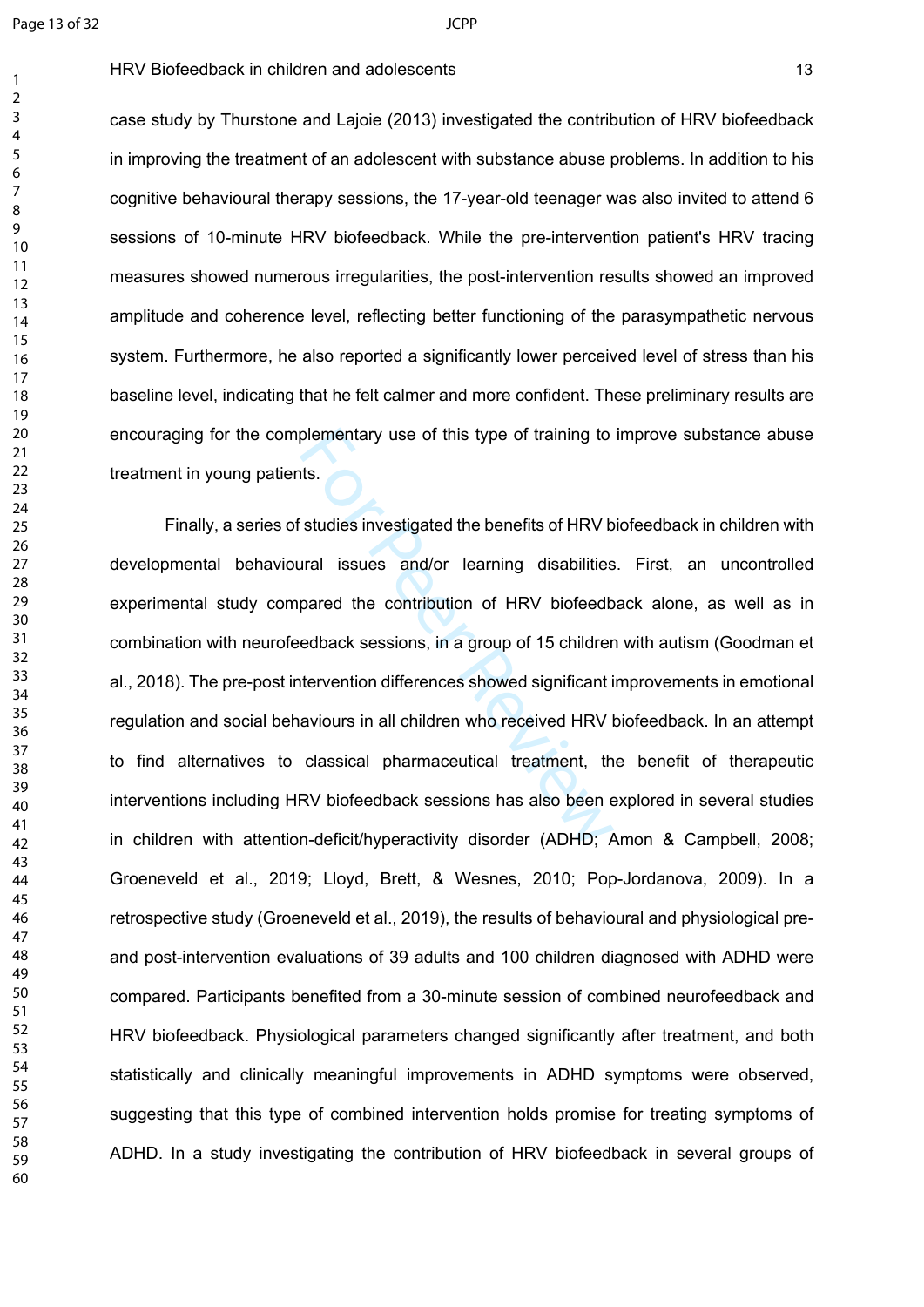case study by Thurstone and Lajoie (2013) investigated the contribution of HRV biofeedback in improving the treatment of an adolescent with substance abuse problems. In addition to his cognitive behavioural therapy sessions, the 17-year-old teenager was also invited to attend 6 sessions of 10-minute HRV biofeedback. While the pre-intervention patient's HRV tracing measures showed numerous irregularities, the post-intervention results showed an improved amplitude and coherence level, reflecting better functioning of the parasympathetic nervous system. Furthermore, he also reported a significantly lower perceived level of stress than his baseline level, indicating that he felt calmer and more confident. These preliminary results are encouraging for the complementary use of this type of training to improve substance abuse treatment in young patients.

Finally, a series of studies investigated the benefits of HRV biofeedback in children with developmental behavioural issues and/or learning disabilities. First, an uncontrolled experimental study compared the contribution of HRV biofeedback alone, as well as in combination with neurofeedback sessions, in a group of 15 children with autism (Goodman et al., 2018). The pre-post intervention differences showed significant improvements in emotional regulation and social behaviours in all children who received HRV biofeedback. In an attempt to find alternatives to classical pharmaceutical treatment, the benefit of therapeutic interventions including HRV biofeedback sessions has also been explored in several studies in children with attention-deficit/hyperactivity disorder (ADHD; Amon & Campbell, 2008; Groeneveld et al., 2019; Lloyd, Brett, & Wesnes, 2010; Pop-Jordanova, 2009). In a retrospective study (Groeneveld et al., 2019), the results of behavioural and physiological pre- and post-intervention evaluations of 39 adults and 100 children diagnosed with ADHD were compared. Participants benefited from a 30-minute session of combined neurofeedback and HRV biofeedback. Physiological parameters changed significantly after treatment, and both statistically and clinically meaningful improvements in ADHD symptoms were observed, suggesting that this type of combined intervention holds promise for treating symptoms of ADHD. In a study investigating the contribution of HRV biofeedback in several groups of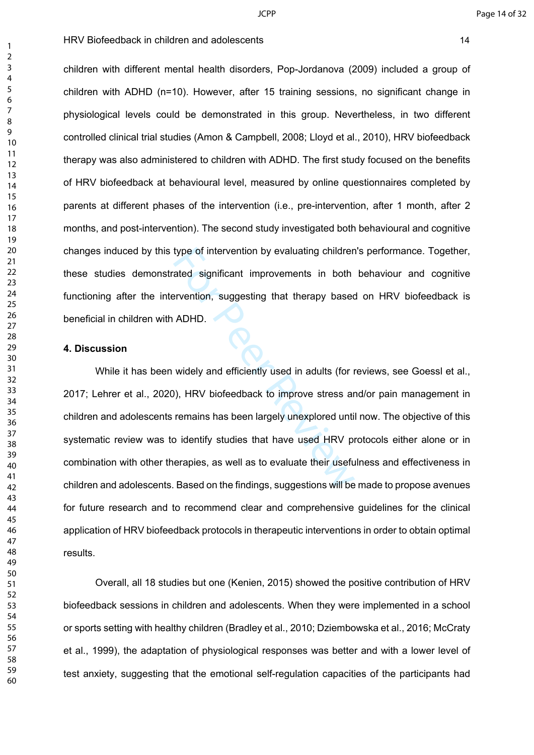children with different mental health disorders, Pop-Jordanova (2009) included a group of children with ADHD (n=10). However, after 15 training sessions, no significant change in physiological levels could be demonstrated in this group. Nevertheless, in two different controlled clinical trial studies (Amon & Campbell, 2008; Lloyd et al., 2010), HRV biofeedback therapy was also administered to children with ADHD. The first study focused on the benefits of HRV biofeedback at behavioural level, measured by online questionnaires completed by parents at different phases of the intervention (i.e., pre-intervention, after 1 month, after 2 months, and post-intervention). The second study investigated both behavioural and cognitive changes induced by this type of intervention by evaluating children's performance. Together, these studies demonstrated significant improvements in both behaviour and cognitive functioning after the intervention, suggesting that therapy based on HRV biofeedback is beneficial in children with ADHD.

#### 4. Discussion

While it has been widely and efficiently used in adults (for reviews, see Goessl et al., 2017; Lehrer et al., 2020), HRV biofeedback to improve stress and/or pain management in children and adolescents remains has been largely unexplored until now. The objective of this systematic review was to identify studies that have used HRV protocols either alone or in combination with other therapies, as well as to evaluate their usefulness and effectiveness in children and adolescents. Based on the findings, suggestions will be made to propose avenues for future research and to recommend clear and comprehensive guidelines for the clinical application of HRV biofeedback protocols in therapeutic interventions in order to obtain optimal results.

Overall, all 18 studies but one (Kenien, 2015) showed the positive contribution of HRV biofeedback sessions in children and adolescents. When they were implemented in a school or sports setting with healthy children (Bradley et al., 2010; Dziembowska et al., 2016; McCraty et al., 1999), the adaptation of physiological responses was better and with a lower level of test anxiety, suggesting that the emotional self-regulation capacities of the participants had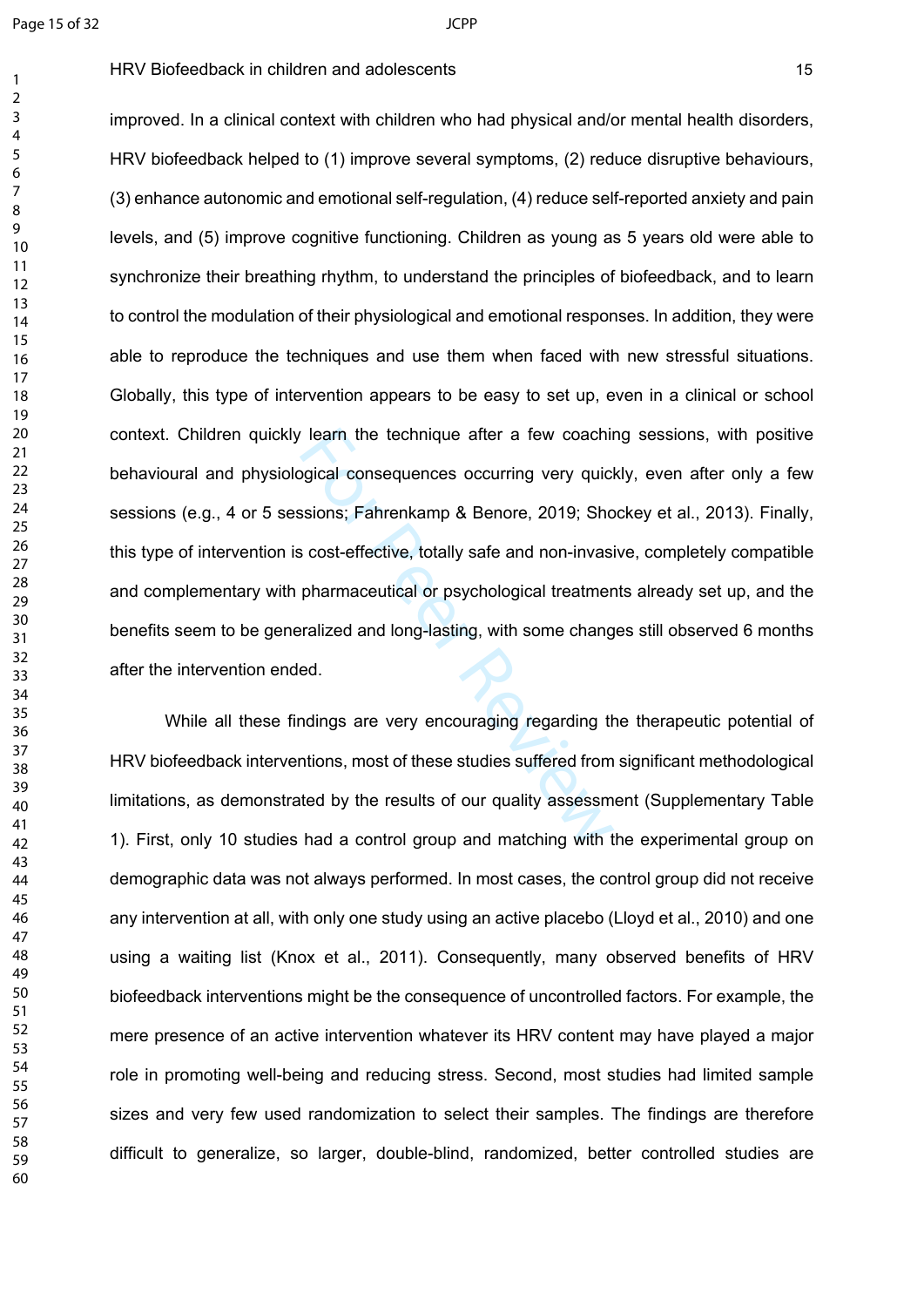improved. In a clinical context with children who had physical and/or mental health disorders, HRV biofeedback helped to (1) improve several symptoms, (2) reduce disruptive behaviours, (3) enhance autonomic and emotional self-regulation, (4) reduce self-reported anxiety and pain levels, and (5) improve cognitive functioning. Children as young as 5 years old were able to synchronize their breathing rhythm, to understand the principles of biofeedback, and to learn to control the modulation of their physiological and emotional responses. In addition, they were able to reproduce the techniques and use them when faced with new stressful situations. Globally, this type of intervention appears to be easy to set up, even in a clinical or school context. Children quickly learn the technique after a few coaching sessions, with positive behavioural and physiological consequences occurring very quickly, even after only a few sessions (e.g., 4 or 5 sessions; Fahrenkamp & Benore, 2019; Shockey et al., 2013). Finally, this type of intervention is cost-effective, totally safe and non-invasive, completely compatible and complementary with pharmaceutical or psychological treatments already set up, and the benefits seem to be generalized and long-lasting, with some changes still observed 6 months after the intervention ended.

While all these findings are very encouraging regarding the therapeutic potential of HRV biofeedback interventions, most of these studies suffered from significant methodological limitations, as demonstrated by the results of our quality assessment (Supplementary Table 1). First, only 10 studies had a control group and matching with the experimental group on demographic data was not always performed. In most cases, the control group did not receive any intervention at all, with only one study using an active placebo (Lloyd et al., 2010) and one using a waiting list (Knox et al., 2011). Consequently, many observed benefits of HRV biofeedback interventions might be the consequence of uncontrolled factors. For example, the mere presence of an active intervention whatever its HRV content may have played a major role in promoting well-being and reducing stress. Second, most studies had limited sample sizes and very few used randomization to select their samples. The findings are therefore difficult to generalize, so larger, double-blind, randomized, better controlled studies are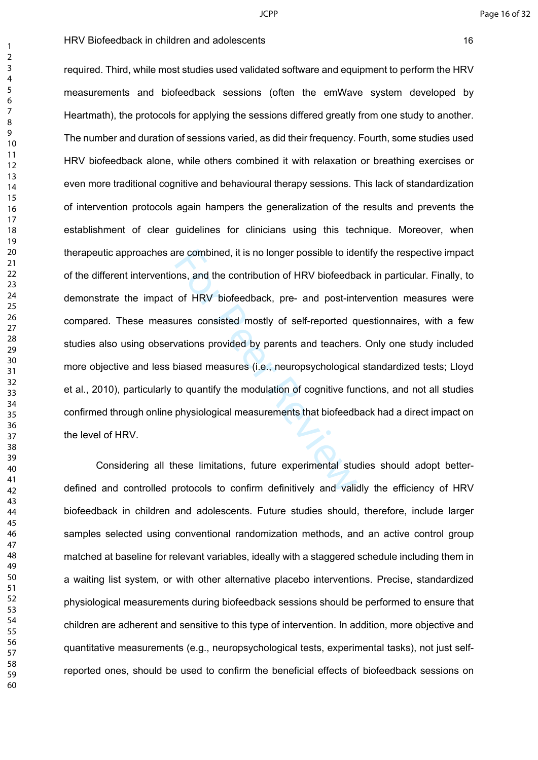required. Third, while most studies used validated software and equipment to perform the HRV measurements and biofeedback sessions (often the emWave system developed by Heartmath), the protocols for applying the sessions differed greatly from one study to another. The number and duration of sessions varied, as did their frequency. Fourth, some studies used HRV biofeedback alone, while others combined it with relaxation or breathing exercises or even more traditional cognitive and behavioural therapy sessions. This lack of standardization of intervention protocols again hampers the generalization of the results and prevents the establishment of clear guidelines for clinicians using this technique. Moreover, when therapeutic approaches are combined, it is no longer possible to identify the respective impact of the different interventions, and the contribution of HRV biofeedback in particular. Finally, to demonstrate the impact of HRV biofeedback, pre- and post-intervention measures were compared. These measures consisted mostly of self-reported questionnaires, with a few studies also using observations provided by parents and teachers. Only one study included more objective and less biased measures (i.e., neuropsychological standardized tests; Lloyd et al., 2010), particularly to quantify the modulation of cognitive functions, and not all studies confirmed through online physiological measurements that biofeedback had a direct impact on the level of HRV.

Considering all these limitations, future experimental studies should adopt better-defined and controlled protocols to confirm definitively and validly the efficiency of HRV biofeedback in children and adolescents. Future studies should, therefore, include larger samples selected using conventional randomization methods, and an active control group matched at baseline for relevant variables, ideally with a staggered schedule including them in a waiting list system, or with other alternative placebo interventions. Precise, standardized physiological measurements during biofeedback sessions should be performed to ensure that children are adherent and sensitive to this type of intervention. In addition, more objective and quantitative measurements (e.g., neuropsychological tests, experimental tasks), not just self-reported ones, should be used to confirm the beneficial effects of biofeedback sessions on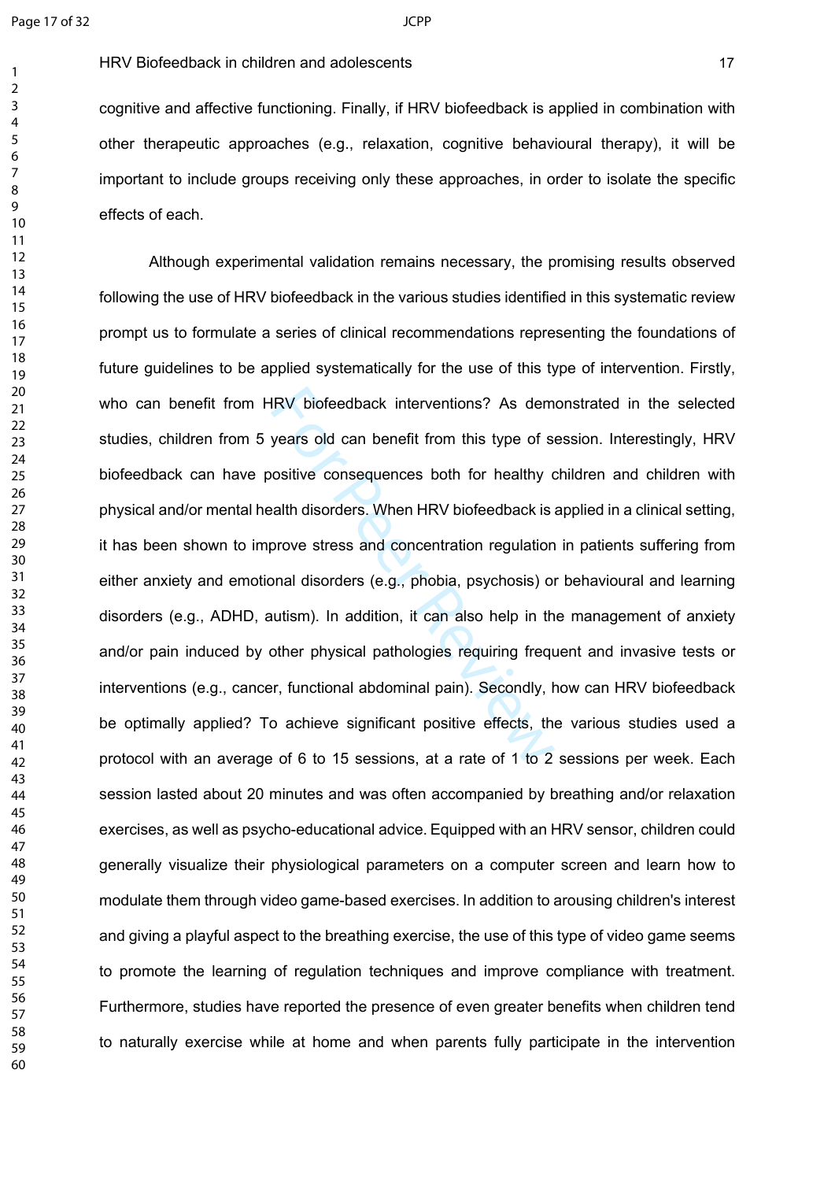cognitive and affective functioning. Finally, if HRV biofeedback is applied in combination with other therapeutic approaches (e.g., relaxation, cognitive behavioural therapy), it will be important to include groups receiving only these approaches, in order to isolate the specific effects of each.

Although experimental validation remains necessary, the promising results observed following the use of HRV biofeedback in the various studies identified in this systematic review prompt us to formulate a series of clinical recommendations representing the foundations of future guidelines to be applied systematically for the use of this type of intervention. Firstly, who can benefit from HRV biofeedback interventions? As demonstrated in the selected studies, children from 5 years old can benefit from this type of session. Interestingly, HRV biofeedback can have positive consequences both for healthy children and children with physical and/or mental health disorders. When HRV biofeedback is applied in a clinical setting, it has been shown to improve stress and concentration regulation in patients suffering from either anxiety and emotional disorders (e.g., phobia, psychosis) or behavioural and learning disorders (e.g., ADHD, autism). In addition, it can also help in the management of anxiety and/or pain induced by other physical pathologies requiring frequent and invasive tests or interventions (e.g., cancer, functional abdominal pain). Secondly, how can HRV biofeedback be optimally applied? To achieve significant positive effects, the various studies used a protocol with an average of 6 to 15 sessions, at a rate of 1 to 2 sessions per week. Each session lasted about 20 minutes and was often accompanied by breathing and/or relaxation exercises, as well as psycho-educational advice. Equipped with an HRV sensor, children could generally visualize their physiological parameters on a computer screen and learn how to modulate them through video game-based exercises. In addition to arousing children's interest and giving a playful aspect to the breathing exercise, the use of this type of video game seems to promote the learning of regulation techniques and improve compliance with treatment. Furthermore, studies have reported the presence of even greater benefits when children tend to naturally exercise while at home and when parents fully participate in the intervention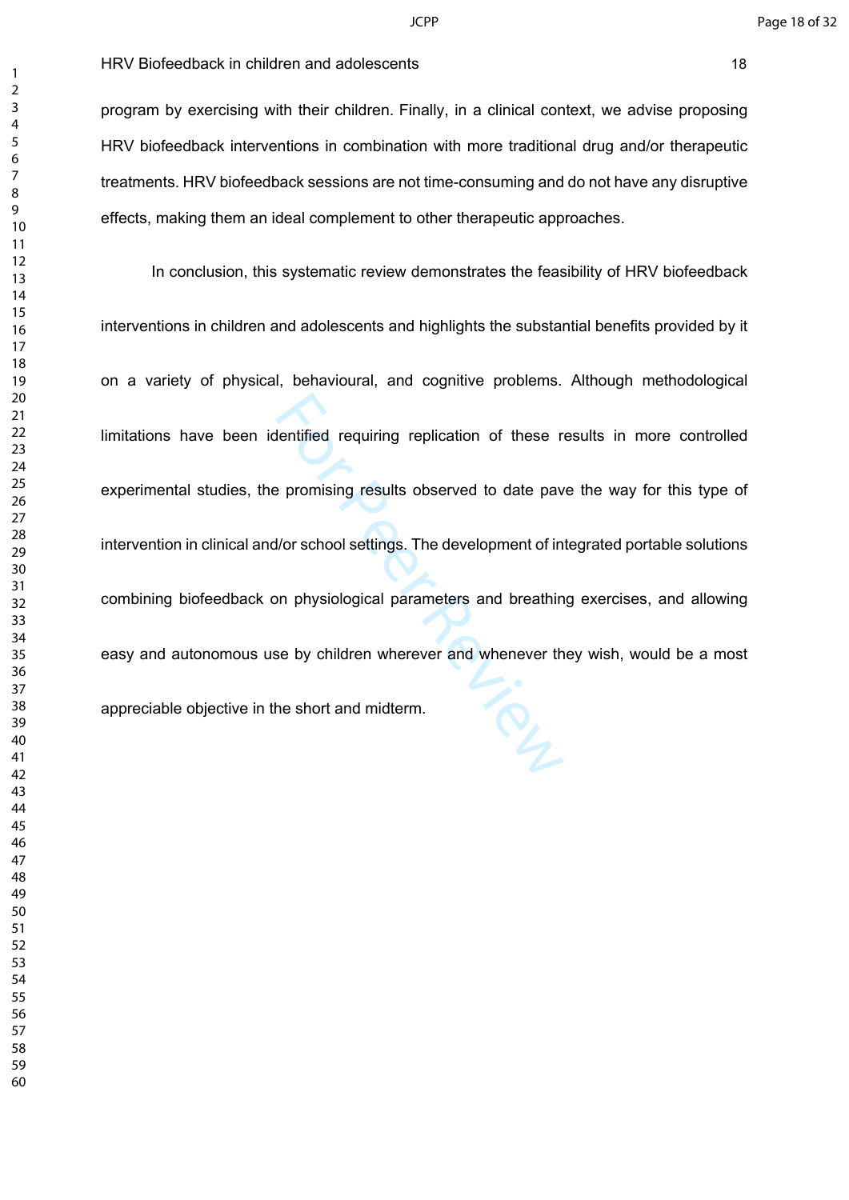program by exercising with their children. Finally, in a clinical context, we advise proposing HRV biofeedback interventions in combination with more traditional drug and/or therapeutic treatments. HRV biofeedback sessions are not time-consuming and do not have any disruptive effects, making them an ideal complement to other therapeutic approaches.

In conclusion, this systematic review demonstrates the feasibility of HRV biofeedback interventions in children and adolescents and highlights the substantial benefits provided by it on a variety of physical, behavioural, and cognitive problems. Although methodological limitations have been identified requiring replication of these results in more controlled experimental studies, the promising results observed to date pave the way for this type of intervention in clinical and/or school settings. The development of integrated portable solutions combining biofeedback on physiological parameters and breathing exercises, and allowing easy and autonomous use by children wherever and whenever they wish, would be a most appreciable objective in the short and midterm.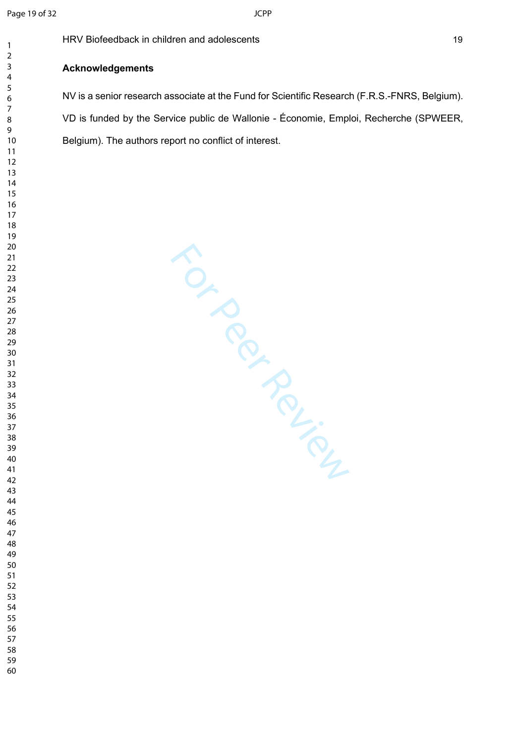## Acknowledgements

NV is a senior research associate at the Fund for Scientific Research (F.R.S.-FNRS, Belgium). VD is funded by the Service public de Wallonie - Économie, Emploi, Recherche (SPWEER, Belgium). The authors report no conflict of interest.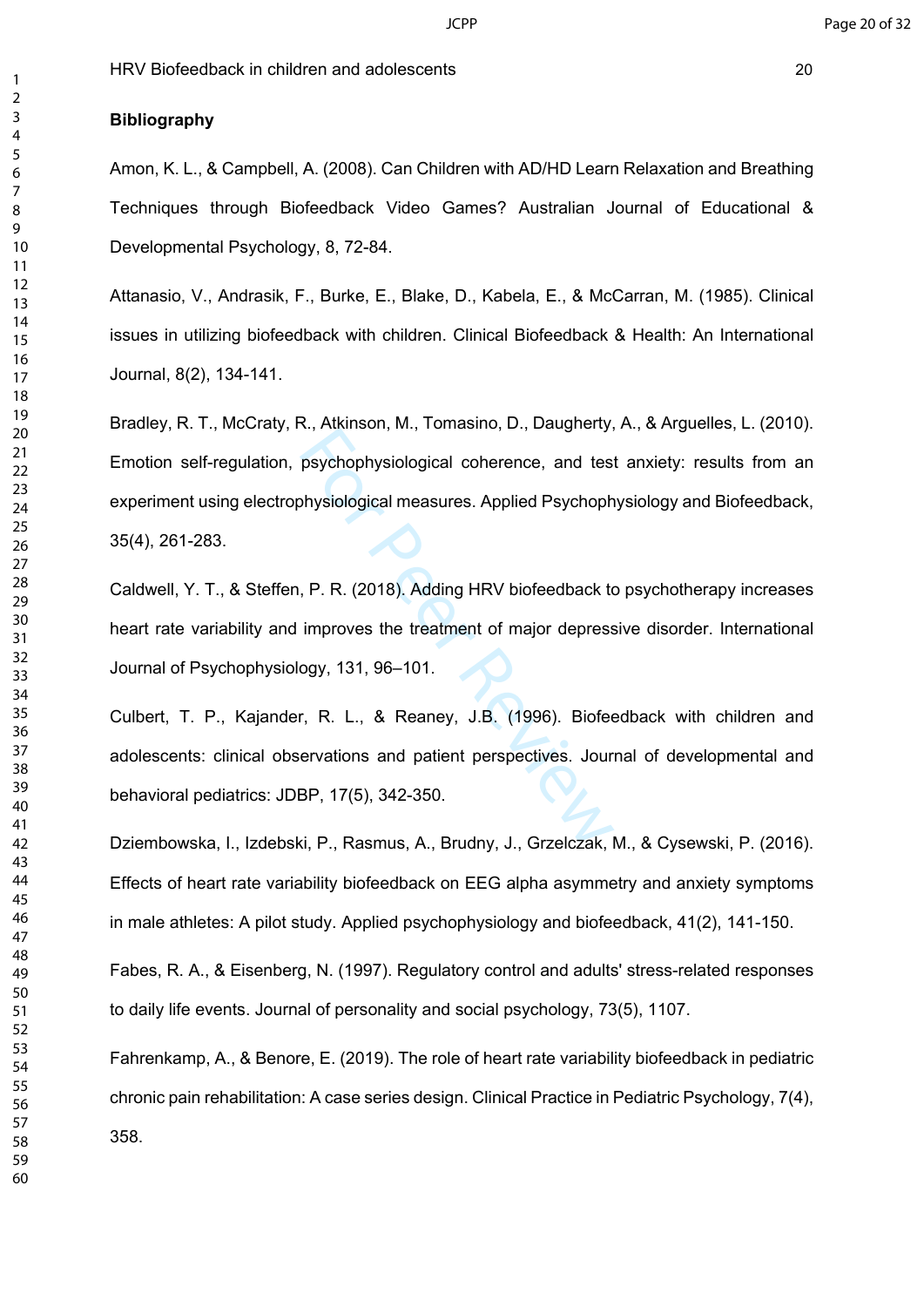**Bibliography**

Amon, K. L., & Campbell, A. (2008). Can Children with AD/HD Learn Relaxation and Breathing Techniques through Biofeedback Video Games? Australian Journal of Educational & Developmental Psychology, 8, 72-84.

Attanasio, V., Andrasik, F., Burke, E., Blake, D., Kabela, E., & McCarran, M. (1985). Clinical issues in utilizing biofeedback with children. Clinical Biofeedback & Health: An International Journal, 8(2), 134-141.

Bradley, R. T., McCraty, R., Atkinson, M., Tomasino, D., Daugherty, A., & Arguelles, L. (2010). Emotion self-regulation, psychophysiological coherence, and test anxiety: results from an experiment using electrophysiological measures. Applied Psychophysiology and Biofeedback, 35(4), 261-283.

Caldwell, Y. T., & Steffen, P. R. (2018). Adding HRV biofeedback to psychotherapy increases heart rate variability and improves the treatment of major depressive disorder. International Journal of Psychophysiology, 131, 96–101.

Culbert, T. P., Kajander, R. L., & Reaney, J.B. (1996). Biofeedback with children and adolescents: clinical observations and patient perspectives. Journal of developmental and behavioral pediatrics: JDBP, 17(5), 342-350.

Dziembowska, I., Izdebski, P., Rasmus, A., Brudny, J., Grzelczak, M., & Cysewski, P. (2016). Effects of heart rate variability biofeedback on EEG alpha asymmetry and anxiety symptoms in male athletes: A pilot study. Applied psychophysiology and biofeedback, 41(2), 141-150.

Fabes, R. A., & Eisenberg, N. (1997). Regulatory control and adults' stress-related responses to daily life events. Journal of personality and social psychology, 73(5), 1107.

Fahrenkamp, A., & Benore, E. (2019). The role of heart rate variability biofeedback in pediatric chronic pain rehabilitation: A case series design. Clinical Practice in Pediatric Psychology, 7(4), 358.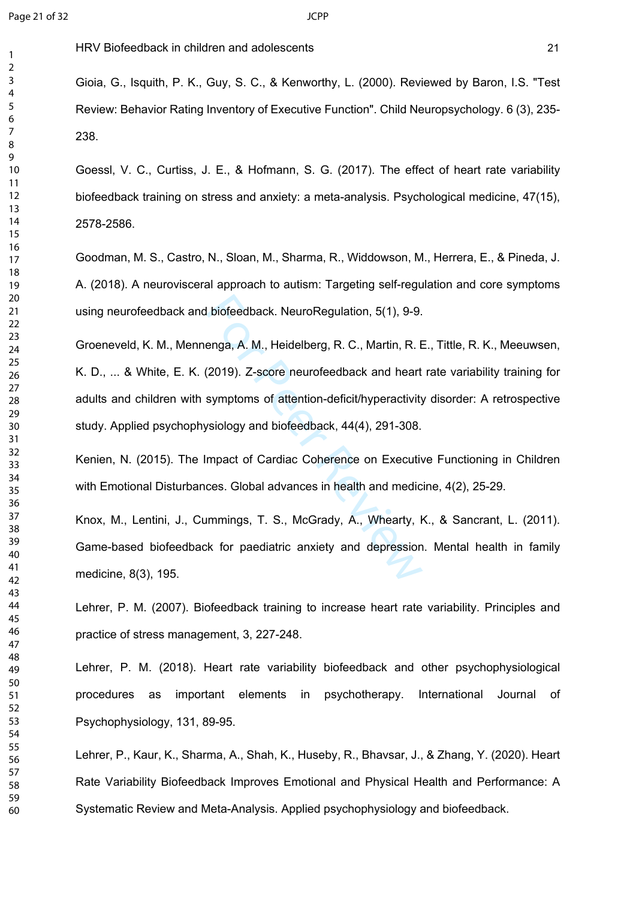Gioia, G., Isquith, P. K., Guy, S. C., & Kenworthy, L. (2000). Reviewed by Baron, I.S. "Test Review: Behavior Rating Inventory of Executive Function". Child Neuropsychology. 6 (3), 235-238.

Goessl, V. C., Curtiss, J. E., & Hofmann, S. G. (2017). The effect of heart rate variability biofeedback training on stress and anxiety: a meta-analysis. Psychological medicine, 47(15), 2578-2586.

Goodman, M. S., Castro, N., Sloan, M., Sharma, R., Widdowson, M., Herrera, E., & Pineda, J. A. (2018). A neurovisceral approach to autism: Targeting self-regulation and core symptoms using neurofeedback and biofeedback. NeuroRegulation, 5(1), 9-9.

Groeneveld, K. M., Mennenga, A. M., Heidelberg, R. C., Martin, R. E., Tittle, R. K., Meeuwsen, K. D., ... & White, E. K. (2019). Z-score neurofeedback and heart rate variability training for adults and children with symptoms of attention-deficit/hyperactivity disorder: A retrospective study. Applied psychophysiology and biofeedback, 44(4), 291-308.

Kenien, N. (2015). The Impact of Cardiac Coherence on Executive Functioning in Children with Emotional Disturbances. Global advances in health and medicine, 4(2), 25-29.

Knox, M., Lentini, J., Cummings, T. S., McGrady, A., Whearty, K., & Sancrant, L. (2011). Game-based biofeedback for paediatric anxiety and depression. Mental health in family medicine, 8(3), 195.

Lehrer, P. M. (2007). Biofeedback training to increase heart rate variability. Principles and practice of stress management, 3, 227-248.

Lehrer, P. M. (2018). Heart rate variability biofeedback and other psychophysiological procedures as important elements in psychotherapy. International Journal of Psychophysiology, 131, 89-95.

Lehrer, P., Kaur, K., Sharma, A., Shah, K., Huseby, R., Bhavsar, J., & Zhang, Y. (2020). Heart Rate Variability Biofeedback Improves Emotional and Physical Health and Performance: A Systematic Review and Meta-Analysis. Applied psychophysiology and biofeedback.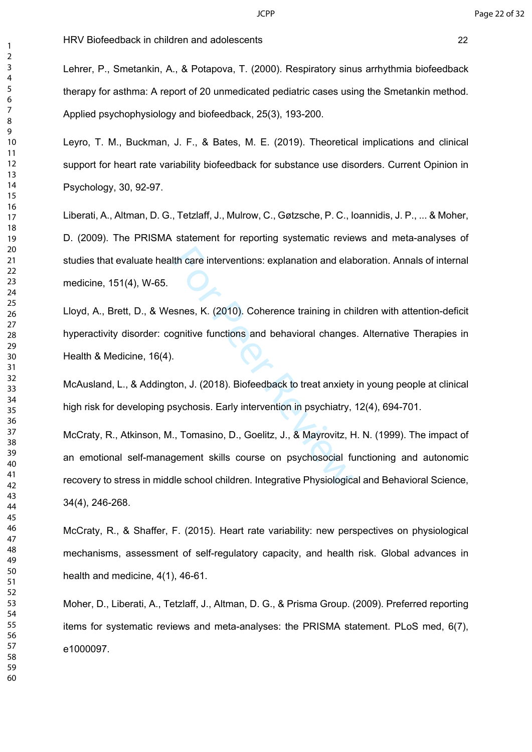Lehrer, P., Smetankin, A., & Potapova, T. (2000). Respiratory sinus arrhythmia biofeedback therapy for asthma: A report of 20 unmedicated pediatric cases using the Smetankin method. Applied psychophysiology and biofeedback, 25(3), 193-200.

Leyro, T. M., Buckman, J. F., & Bates, M. E. (2019). Theoretical implications and clinical support for heart rate variability biofeedback for substance use disorders. Current Opinion in Psychology, 30, 92-97.

Liberati, A., Altman, D. G., Tetzlaff, J., Mulrow, C., Gøtzsche, P. C., Ioannidis, J. P., ... & Moher, D. (2009). The PRISMA statement for reporting systematic reviews and meta-analyses of studies that evaluate health care interventions: explanation and elaboration. Annals of internal medicine, 151(4), W-65.

Lloyd, A., Brett, D., & Wesnes, K. (2010). Coherence training in children with attention-deficit hyperactivity disorder: cognitive functions and behavioral changes. Alternative Therapies in Health & Medicine, 16(4).

McAusland, L., & Addington, J. (2018). Biofeedback to treat anxiety in young people at clinical high risk for developing psychosis. Early intervention in psychiatry, 12(4), 694-701.

McCraty, R., Atkinson, M., Tomasino, D., Goelitz, J., & Mayrovitz, H. N. (1999). The impact of an emotional self-management skills course on psychosocial functioning and autonomic recovery to stress in middle school children. Integrative Physiological and Behavioral Science, 34(4), 246-268.

McCraty, R., & Shaffer, F. (2015). Heart rate variability: new perspectives on physiological mechanisms, assessment of self-regulatory capacity, and health risk. Global advances in health and medicine, 4(1), 46-61.

Moher, D., Liberati, A., Tetzlaff, J., Altman, D. G., & Prisma Group. (2009). Preferred reporting items for systematic reviews and meta-analyses: the PRISMA statement. PLoS med, 6(7), e1000097.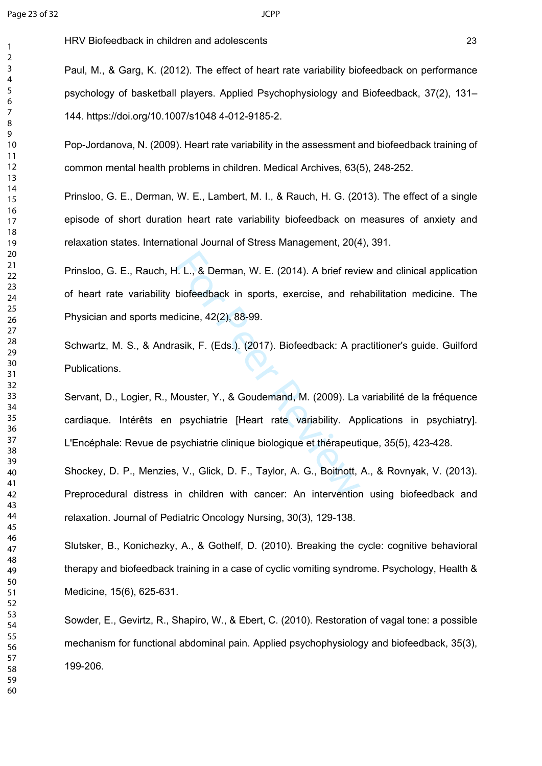Paul, M., & Garg, K. (2012). The effect of heart rate variability biofeedback on performance psychology of basketball players. Applied Psychophysiology and Biofeedback, 37(2), 131–144. https://doi.org/10.1007/s1048 4-012-9185-2.

Pop-Jordanova, N. (2009). Heart rate variability in the assessment and biofeedback training of common mental health problems in children. Medical Archives, 63(5), 248-252.

Prinsloo, G. E., Derman, W. E., Lambert, M. I., & Rauch, H. G. (2013). The effect of a single episode of short duration heart rate variability biofeedback on measures of anxiety and relaxation states. International Journal of Stress Management, 20(4), 391.

Prinsloo, G. E., Rauch, H. L., & Derman, W. E. (2014). A brief review and clinical application of heart rate variability biofeedback in sports, exercise, and rehabilitation medicine. The Physician and sports medicine, 42(2), 88-99.

Schwartz, M. S., & Andrasik, F. (Eds.). (2017). Biofeedback: A practitioner's guide. Guilford Publications.

Servant, D., Logier, R., Mouster, Y., & Goudemand, M. (2009). La variabilité de la fréquence cardiaque. Intérêts en psychiatrie [Heart rate variability. Applications in psychiatry]. L'Encéphale: Revue de psychiatrie clinique biologique et thérapeutique, 35(5), 423-428.

Shockey, D. P., Menzies, V., Glick, D. F., Taylor, A. G., Boitnott, A., & Rovnyak, V. (2013). Preprocedural distress in children with cancer: An intervention using biofeedback and relaxation. Journal of Pediatric Oncology Nursing, 30(3), 129-138.

Slutsker, B., Konichezky, A., & Gothelf, D. (2010). Breaking the cycle: cognitive behavioral therapy and biofeedback training in a case of cyclic vomiting syndrome. Psychology, Health & Medicine, 15(6), 625-631.

Sowder, E., Gevirtz, R., Shapiro, W., & Ebert, C. (2010). Restoration of vagal tone: a possible mechanism for functional abdominal pain. Applied psychophysiology and biofeedback, 35(3), 199-206.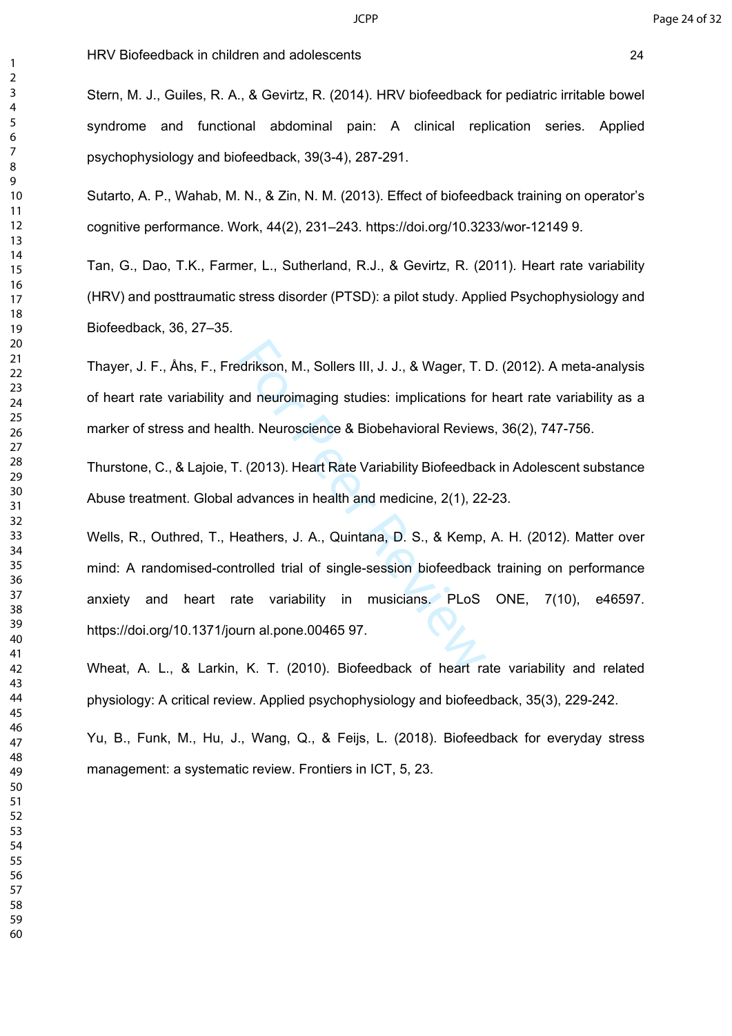Stern, M. J., Guiles, R. A., & Gevirtz, R. (2014). HRV biofeedback for pediatric irritable bowel syndrome and functional abdominal pain: A clinical replication series. Applied psychophysiology and biofeedback, 39(3-4), 287-291.

Sutarto, A. P., Wahab, M. N., & Zin, N. M. (2013). Effect of biofeedback training on operator's cognitive performance. Work, 44(2), 231–243. https://doi.org/10.3233/wor-12149 9.

Tan, G., Dao, T.K., Farmer, L., Sutherland, R.J., & Gevirtz, R. (2011). Heart rate variability (HRV) and posttraumatic stress disorder (PTSD): a pilot study. Applied Psychophysiology and Biofeedback, 36, 27–35.

Thayer, J. F., Åhs, F., Fredrikson, M., Sollers III, J. J., & Wager, T. D. (2012). A meta-analysis of heart rate variability and neuroimaging studies: implications for heart rate variability as a marker of stress and health. Neuroscience & Biobehavioral Reviews, 36(2), 747-756.

Thurstone, C., & Lajoie, T. (2013). Heart Rate Variability Biofeedback in Adolescent substance Abuse treatment. Global advances in health and medicine, 2(1), 22-23.

Wells, R., Outhred, T., Heathers, J. A., Quintana, D. S., & Kemp, A. H. (2012). Matter over mind: A randomised-controlled trial of single-session biofeedback training on performance anxiety and heart rate variability in musicians. PLoS ONE, 7(10), e46597. https://doi.org/10.1371/journ al.pone.00465 97.

Wheat, A. L., & Larkin, K. T. (2010). Biofeedback of heart rate variability and related physiology: A critical review. Applied psychophysiology and biofeedback, 35(3), 229-242.

Yu, B., Funk, M., Hu, J., Wang, Q., & Feijs, L. (2018). Biofeedback for everyday stress management: a systematic review. Frontiers in ICT, 5, 23.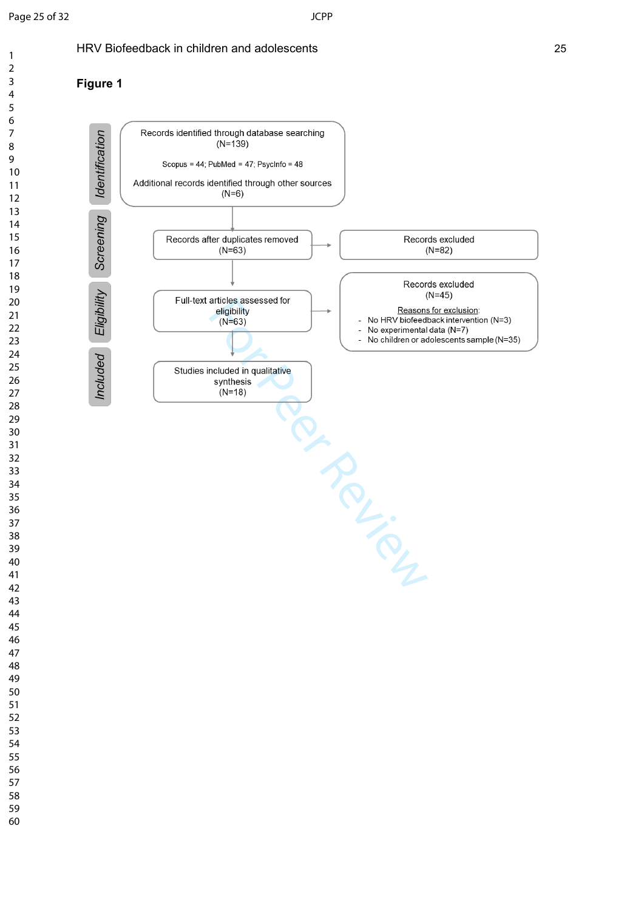**Figure 1**

Identification

Records identified through database searching (N=139)

Scopus = 44; PubMed = 47; PsycInfo = 48

Additional records identified through other sources (N=6)

Screening

Records after duplicates removed (N=63)

Records excluded (N=82)

Eligibility

Full-text articles assessed for eligibility (N=63)

Records excluded (N=45)

Reasons for exclusion:

- No HRV biofeedback intervention (N=3)
- No experimental data (N=7)
- No children or adolescents sample (N=35)

Included

Studies included in qualitative synthesis (N=18)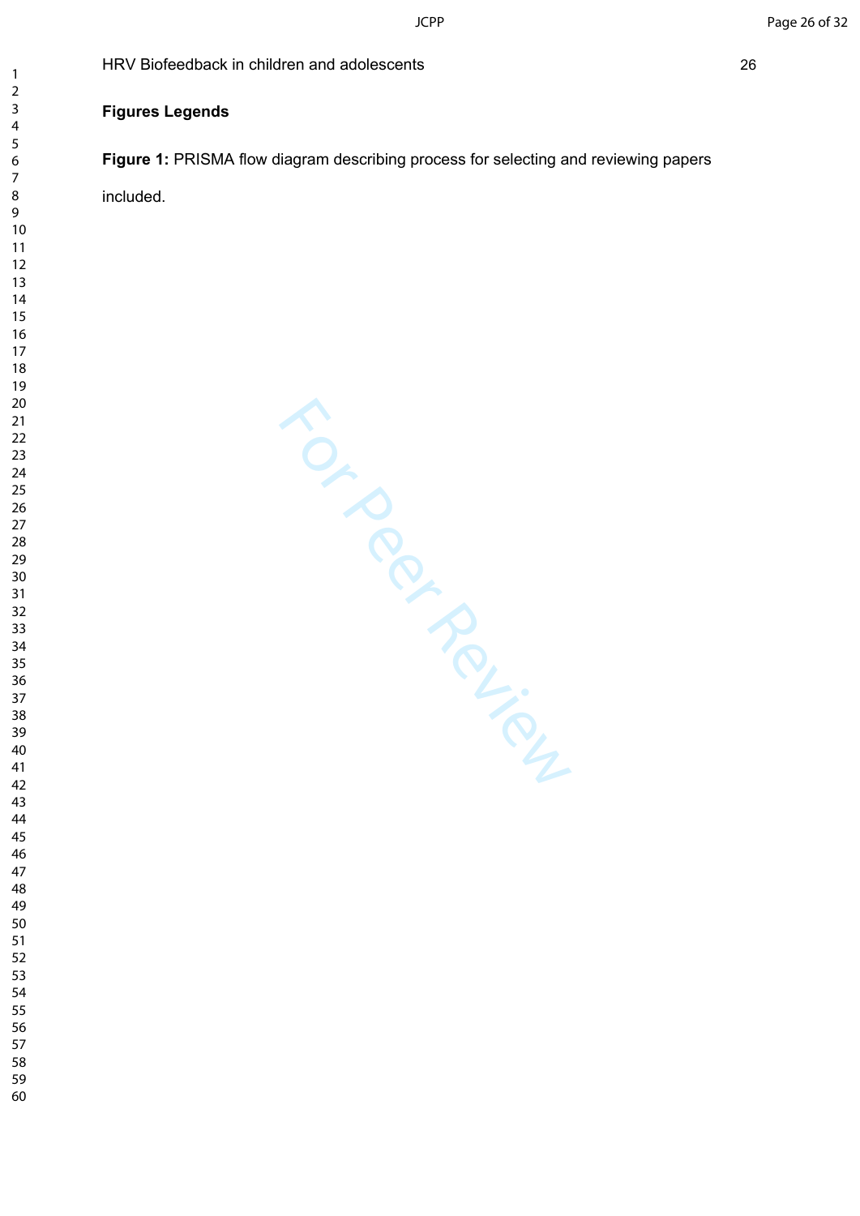**Figures Legends**

**Figure 1:** PRISMA flow diagram describing process for selecting and reviewing papers included.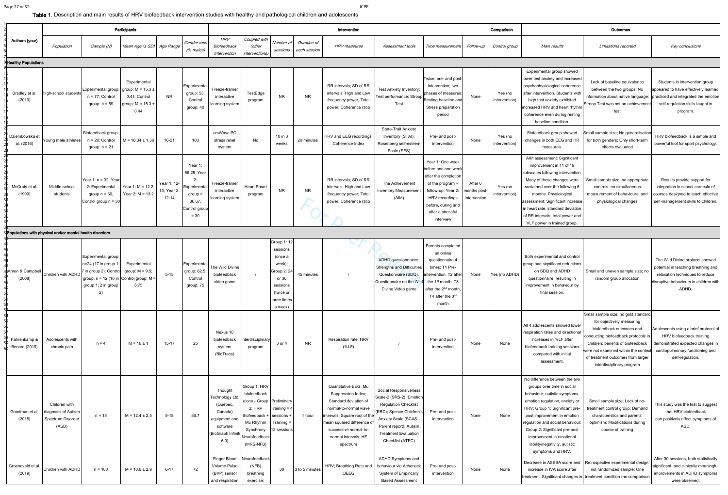**Table 1**. Description and main results of HRV biofeedback intervention studies with healthy and pathological children and adolescents

| Authors (year) | Participants | | | | | Intervention | | | | | | | | | Comparison | Outcomes | | |
|---|---|---|---|---|---|---|---|---|---|---|---|---|---|---|---|---|---|---|
| | *Population* | *Sample (N)* | *Mean Age (± SD)* | *Age Range* | *Gender ratio (% males)* | *HRV Biofeedback Intervention* | *Coupled with (other interventions)* | *Number of sessions* | *Duration of each session* | *HRV measures* | *Assessment tools* | *Time measurement* | *Follow-up* | | *Control group* | *Main results* | *Limitations reported* | *Key conclusions* |
| **Healthy Populations** | | | | | | | | | | | | | | | | | | |
| Bradley et al. (2010) | High-school students | Experimental group: n = 77; Control group: n = 59 | Experimental group: M = 15.3 ± 0.44; Control group: M = 15.3 ± 0.44 | NR | Experimental group: 53; Control group: 40 | Freeze-framer interactive learning system | TestEdge program | NR | NR | RR intervals; SD of RR intervals; High and Low frequency power, Total power; Coherence ratio | Test Anxiety Inventory; Test performance; Stroop Test | Twice: pre- and post-intervention; two phases of measures: Resting baseline and Stress preparation period | None | | Yes (no intervention) | Experimental group showed lower test anxiety and increased psychophysiological coherence after intervention. Students with high test anxiety exhibited increased HRV and heart rhythm coherence even during resting baseline condition. | Lack of baseline equivalence between the two groups; No information about native language; Stroop Test was not an achievement test | Students in intervention group appeared to have effectively learned, practiced and integrated the emotion self-regulation skills taught in program. |
| Dziembowska et al. (2016) | Young male athletes | Biofeedback group: n = 20; Control group: n = 21 | M = 18.34 ± 1.36 | 16-21 | 100 | emWave PC stress relief system | No | 10 in 3 weeks | 20 minutes | HRV and EEG recordings; Coherence Index | State-Trait Anxiety Inventory (STAI); Rosenberg self-esteem Scale (SES) | Pre- and post-intervention | None | | Yes (no intervention) | Biofeedback group showed changes in both EEG and HR measures. | Small sample size; No generalisation for both genders; Only short-term effects evaluated | HRV biofeedback is a simple and powerful tool for sport psychology. |
| McCraty et al. (1999) | Middle-school students | Year 1: n = 32; Year 2: Experimental group n = 30, Control group n = 30 | Year 1: M = 12.2; Year 2: M = 13.2 | Year 1: 12-13; Year 2: 12-14 | Year 1: 56.25; Year 2: Experimental group = 36.67, Control group = 30 | Freeze-framer interactive learning system | Heart Smart program | NR | NR | RR intervals; SD of RR intervals; High and Low frequency power; Total power; Coherence ratio | The Achievement Inventory Measurement (AIM) | Year 1: One week before and one week after the completion of the program + follow-up; Year 2: HRV recordings before, during and after a stressful interview | After 6 months post-intervention | | Yes (no intervention) | AIM assessment: Significant improvement in 11 of 19 subscales following intervention. Many of these changes were sustained over the following 6 months. Physiological assessment: Significant increase in heart rate, standard deviation of RR intervals, total power and VLF power in trained group. | Small sample size; no appropriate controls; no simultaneous measurement of behavioural and physiological changes | Results provide support for integration in school curricula of courses designed to teach effective self-management skills to children. |
| **Populations with physical and/or mental health disorders** | | | | | | | | | | | | | | | | | | |
| Amon & Campbell (2008) | Children with ADHD | Experimental group: n=24 (17 in group 1; 7 in group 2); Control group: n = 12 (10 in group 1; 2 in group 2) | Experimental group: M = 9.5; Control group: M = 8.75 | 5-15 | Experimental group: 62.5; Control group: 75 | The Wild Divine biofeedback video game | / | Group 1: 12 sessions (once a week); Group 2: 24 or 36 sessions (twice or three times a week) | 45 minutes | / | ADHD questionnaires; Strengths and Difficulties Questionnaire (SDQ); Questionnaire on the Wild Divine Video game | Parents completed an online questionnaire 4 times: T1 Pre-intervention, T2 after the 1st month, T3 after the 2nd month, T4 after the 3rd month | None | | Yes (no ADHD) | Both experimental and control group had significant reductions on SDQ and ADHD questionnaire, resulting in improvement in behaviour by final session. | Small and uneven sample size; no random group allocation | The Wild Divine protocol showed potential in teaching breathing and relaxation techniques to reduce disruptive behaviours in children with ADHD. |
| Fahrenkamp & Benore (2019) | Adolescents with chronic pain | n = 4 | M = 16 ± 1 | 15-17 | 25 | Nexus 10 biofeedback system (BioTrace) | Interdisciplinary program | 3 or 4 | NR | Respiration rate; HRV (%LF) | / | Pre- and post-intervention | None | | None | All 4 adolescents showed lower respiration rates and directional increases in %LF after biofeedback training sessions compared with initial assessment. | Small sample size; no gold standard for objectively measuring biofeedback outcomes and conducting biofeedback protocols in children; benefits of biofeedback were not examined within the context of treatment outcomes from larger interdisciplinary program | Adolescents using a brief protocol of HRV biofeedback training demonstrated expected changes in cardiopulmonary functioning and self-regulation. |
| Goodman et al. (2018) | Children with diagnosis of Autism Spectrum Disorder (ASD) | n = 15 | M = 12.4 ± 2.5 | 9-18 | 86.7 | Thought Technology Ltd. (Quebec, Canada) equipment and software (BioGraph Infiniti 6.0) | Group 1: HRV biofeedback alone - Group 2: HRV Biofeedback + Mu Rhythm Synchrony Neurofeedback (MRS-NFB) | Preliminary Training = 4 sessions + Training = 12 sessions | 1 hour | Quantitative EEG; Mu Suppression Index; Standard deviation of normal-to-normal wave intervals; Square root of the mean squared difference of successive normal-to-normal intervals; HF spectrum | Social Responsiveness Scale-2 (SRS-2); Emotion Regulation Checklist (ERC); Spence Children's Anxiety Scale (SCAS - Parent report); Autism Treatment Evaluation Checklist (ATEC) | Pre- and post-intervention | None | | None | No difference between the two groups over time in social behaviour, autistic symptoms, emotion regulation, anxiety or HRV; Group 1: Significant pre-post improvement in emotion regulation and social behaviour; Group 2: Significant pre-post improvement in emotional lability/negativity, autistic symptoms and HRV. | Small sample size; Lack of no-treatment control group; Demand characteristics and parents' optimism; Modifications during course of training | This study was the first to suggest that HRV biofeedback can positively affect symptoms of ASD. |
| Groeneveld et al. (2019) | Children with ADHD | n = 100 | M = 10.6 ± 2.9 | 6-17 | 72 | Finger Blood Volume Pulse (BVP) sensor and respiration | Neurofeedback (NFB) breathing exercise; | 30 | 3 to 5 minutes | HRV; Breathing Rate and QEEG | ADHD Symptoms and behaviour via Achenack System of Empirically Based Assessment | Pre- and post-intervention | None | | None | Decrease in ASEBA score and increase in IVA score after treatment. Significant changes in | Retrospective experimental design; not randomized sample; One treatment condition (no comparison | After 30 sessions, both statistically significant, and clinically meaningful improvements in ADHD symptoms were observed. |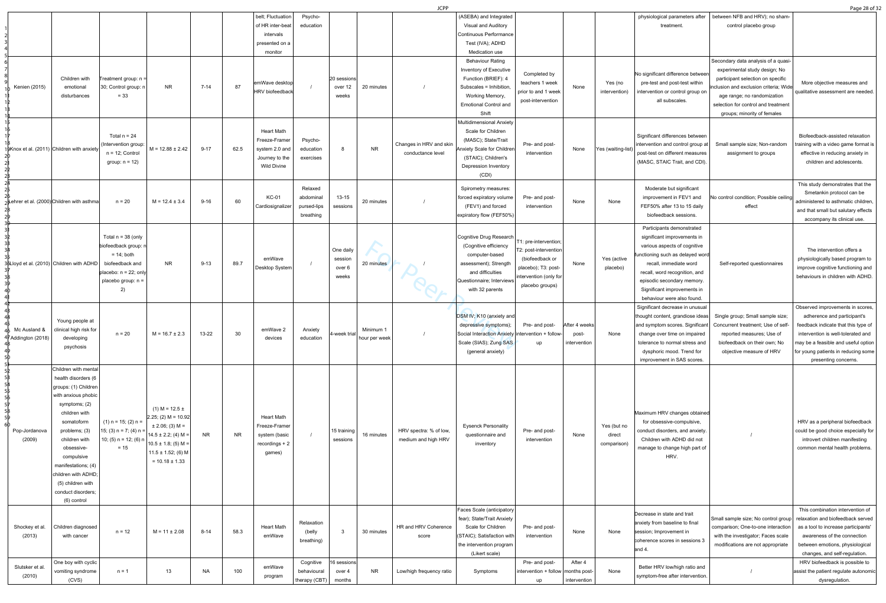| | | | | | | belt; Fluctuation of HR inter-beat intervals presented on a monitor | Psycho-education | | | | (ASEBA) and Integrated Visual and Auditory Continuous Performance Test (IVA); ADHD Medication use | | | | physiological parameters after treatment. | between NFB and HRV); no sham-control placebo group | |
|---|---|---|---|---|---|---|---|---|---|---|---|---|---|---|---|---|---|
| Kenien (2015) | Children with emotional disturbances | Treatment group: n = 30; Control group: n = 33 | NR | 7-14 | 87 | emWave desktop HRV biofeedback | / | 20 sessions over 12 weeks | 20 minutes | / | Behaviour Rating Inventory of Executive Function (BRIEF): 4 Subscales = Inhibition, Working Memory, Emotional Control and Shift | Completed by teachers 1 week prior to and 1 week post-intervention | None | Yes (no intervention) | No significant difference between pre-test and post-test within intervention or control group on all subscales. | Secondary data analysis of a quasi-experimental study design; No participant selection on specific inclusion and exclusion criteria; Wide age range; no randomization selection for control and treatment groups; minority of females | More objective measures and qualitative assessment are needed. |
| Knox et al. (2011) | Children with anxiety | Total n = 24 (Intervention group: n = 12; Control group: n = 12) | M = 12.88 ± 2.42 | 9-17 | 62.5 | Heart Math Freeze-Framer system 2.0 and Journey to the Wild Divine | Psycho-education exercises | 8 | NR | Changes in HRV and skin conductance level | Multidimensional Anxiety Scale for Children (MASC); State/Trait Anxiety Scale for Children (STAIC); Children's Depression Inventory (CDI) | Pre- and post-intervention | None | Yes (waiting-list) | Significant differences between intervention and control group at post-test on different measures (MASC, STAIC Trait, and CDI). | Small sample size; Non-random assignment to groups | Biofeedback-assisted relaxation training with a video game format is effective in reducing anxiety in children and adolescents. |
| Lehrer et al. (2000) | Children with asthma | n = 20 | M = 12.4 ± 3.4 | 9-16 | 60 | KC-01 Cardiosignalizer | Relaxed abdominal pursed-lips breathing | 13-15 sessions | 20 minutes | / | Spirometry measures: forced expiratory volume (FEV1) and forced expiratory flow (FEF50%) | Pre- and post-intervention | None | None | Moderate but significant improvement in FEV1 and FEF50% after 13 to 15 daily biofeedback sessions. | No control condition; Possible ceiling effect | This study demonstrates that the Smetankin protocol can be administered to asthmatic children, and that small but salutary effects accompany its clinical use. |
| Lloyd et al. (2010) | Children with ADHD | Total n = 38 (only biofeedback group: n = 14; both biofeedback and placebo: n = 22; only placebo group: n = 2) | NR | 9-13 | 89.7 | emWave Desktop System | / | One daily session over 6 weeks | 20 minutes | / | Cognitive Drug Research (Cognitive efficiency computer-based assessment); Strength and difficulties Questionnaire; Interviews with 32 parents | T1: pre-intervention; T2: post-intervention (biofeedback or placebo); T3: post-intervention (only for placebo groups) | None | Yes (active placebo) | Participants demonstrated significant improvements in various aspects of cognitive functioning such as delayed word recall, immediate word recall, word recognition, and episodic secondary memory. Significant improvements in behaviour were also found. | Self-reported questionnaires | The intervention offers a physiologically based program to improve cognitive functioning and behaviours in children with ADHD. |
| Mc Ausland & Addington (2018) | Young people at clinical high risk for developing psychosis | n = 20 | M = 16.7 ± 2.3 | 13-22 | 30 | emWave 2 devices | Anxiety education | 4-week trial | Minimum 1 hour per week | / | DSM IV; K10 (anxiety and depressive symptoms); Social Interaction Anxiety Scale (SIAS); Zung SAS (general anxiety) | Pre- and post-intervention + follow-up | After 4 weeks post-intervention | None | Significant decrease in unusual thought content, grandiose ideas and symptom scores. Significant change over time on impaired tolerance to normal stress and dysphoric mood. Trend for improvement in SAS scores. | Single group; Small sample size; Concurrent treatment; Use of self-reported measures; Use of biofeedback on their own; No objective measure of HRV | Observed improvements in scores, adherence and participant's feedback indicate that this type of intervention is well-tolerated and may be a feasible and useful option for young patients in reducing some presenting concerns. |
| Pop-Jordanova (2009) | Children with mental health disorders (6 groups: (1) Children with anxious phobic symptoms; (2) children with somatoform problems; (3) children with obsessive-compulsive manifestations; (4) children with ADHD; (5) children with conduct disorders; (6) control | (1) n = 15; (2) n = 15; (3) n = 7; (4) n = 10; (5) n = 12; (6) n = 15 | (1) M = 12.5 ± 2.25; (2) M = 10.92 ± 2.06; (3) M = 14.5 ± 2.2; (4) M = 10.5 ± 1.8; (5) M = 11.5 ± 1.52; (6) M = 10.18 ± 1.33 | NR | NR | Heart Math Freeze-Framer system (basic recordings + 2 games) | / | 15 training sessions | 16 minutes | HRV spectra: % of low, medium and high HRV | Eysenck Personality questionnaire and inventory | Pre- and post-intervention | None | Yes (but no direct comparison) | Maximum HRV changes obtained for obsessive-compulsive, conduct disorders, and anxiety. Children with ADHD did not manage to change high part of HRV. | / | HRV as a peripheral biofeedback could be good choice especially for introvert children manifesting common mental health problems. |
| Shockey et al. (2013) | Children diagnosed with cancer | n = 12 | M = 11 ± 2.08 | 8-14 | 58.3 | Heart Math emWave | Relaxation (belly breathing) | 3 | 30 minutes | HR and HRV Coherence score | Faces Scale (anticipatory fear); State/Trait Anxiety Scale for Children (STAIC); Satisfaction with the intervention program (Likert scale) | Pre- and post-intervention | None | None | Decrease in state and trait anxiety from baseline to final session; Improvement in coherence scores in sessions 3 and 4. | Small sample size; No control group comparison; One-to-one interaction with the investigator; Faces scale modifications are not appropriate | This combination intervention of relaxation and biofeedback served as a tool to increase participants' awareness of the connection between emotions, physiological changes, and self-regulation. |
| Slutsker et al. (2010) | One boy with cyclic vomiting syndrome (CVS) | n = 1 | 13 | NA | 100 | emWave program | Cognitive behavioural therapy (CBT) | 16 sessions over 4 months | NR | Low/high frequency ratio | Symptoms | Pre- and post-intervention + follow up | After 4 months post-intervention | None | Better HRV low/high ratio and symptom-free after intervention. | / | HRV biofeedback is possible to assist the patient regulate autonomic dysregulation. |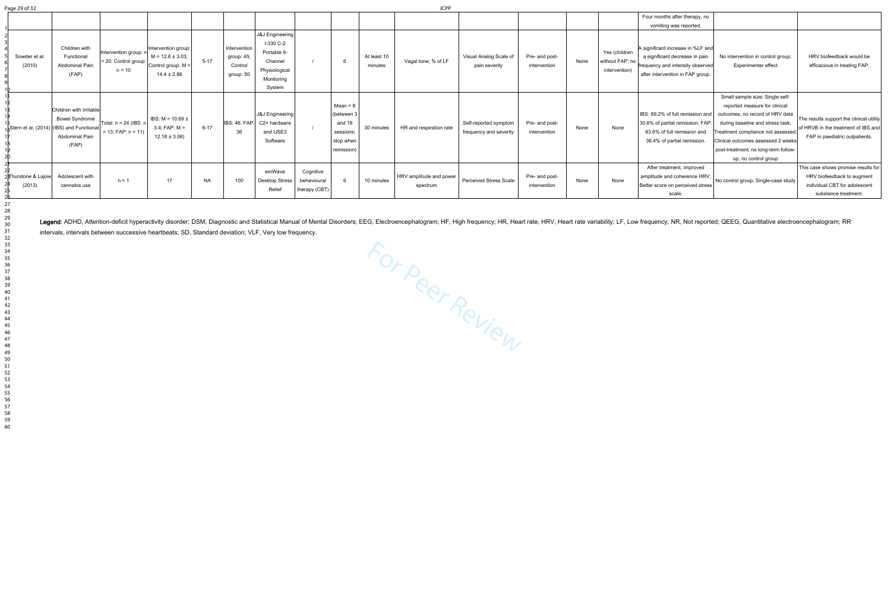| | | | | | | | | | | | | | | | | | |
|---|---|---|---|---|---|---|---|---|---|---|---|---|---|---|---|---|---|
| | | | | | | | | | | | | | | | Four months after therapy, no vomiting was reported. | | |
| Sowder et al. (2010) | Children with Functional Abdominal Pain (FAP) | Intervention group: n = 20; Control group: n = 10 | Intervention group: M = 12.6 ± 3.03; Control group: M = 14.4 ± 2.86 | 5-17 | Intervention group: 45; Control group: 50 | J&J Engineering I-330 C-2 Portable 6-Channel Physiological Monitoring System | / | 6 | At least 10 minutes | Vagal tone; % of LF | Visual Analog Scale of pain severity | Pre- and post-intervention | None | Yes (children without FAP; no intervention) | A significant increase in %LF and a significant decrease in pain frequency and intensity observed after intervention in FAP group. | No intervention in control group; Experimenter effect | HRV biofeedback would be efficacious in treating FAP. |
| Stern et al. (2014) | Children with Irritable Bowel Syndrome (IBS) and Functional Abdominal Pain (FAP) | Total: n = 24 (IBS: n = 13; FAP: n = 11) | IBS: M = 10.69 ± 3.4; FAP: M = 12.18 ± 3.06) | 6-17 | IBS: 46; FAP: 36 | J&J Engineering C2+ hardware and USE3 Software | / | Mean = 8 (between 3 and 18 sessions; stop when remission) | 30 minutes | HR and respiration rate | Self-reported symptom frequency and severity | Pre- and post-intervention | None | None | IBS: 69,2% of full remission and 30.8% of partial remission; FAP: 63.6% of full remission and 36.4% of partial remission. | Small sample size; Single self-reported measure for clinical outcomes; no record of HRV data during baseline and stress task; Treatment compliance not assessed; Clinical outcomes assessed 2 weeks post-treatment; no long-term follow-up; no control group | The results support the clinical utility of HRVB in the treatment of IBS and FAP in paediatric outpatients. |
| Thurstone & Lajoie (2013) | Adolescent with cannabis use | n = 1 | 17 | NA | 100 | emWave Desktop Stress Relief | Cognitive behavioural therapy (CBT) | 6 | 10 minutes | HRV amplitude and power spectrum | Perceived Stress Scale | Pre- and post-intervention | None | None | After treatment, improved amplitude and coherence HRV; Better score on perceived stress scale. | No control group; Single-case study | This case shows promise results for HRV biofeedback to augment individual CBT for adolescent substance treatment. |

**Legend**: ADHD, Attention-deficit hyperactivity disorder; DSM, Diagnostic and Statistical Manual of Mental Disorders; EEG, Electroencephalogram; HF, High frequency; HR, Heart rate; HRV, Heart rate variability; LF, Low frequency; NR, Not reported; QEEG, Quantitative electroencephalogram; RR intervals, intervals between successive heartbeats; SD, Standard deviation; VLF, Very low frequency.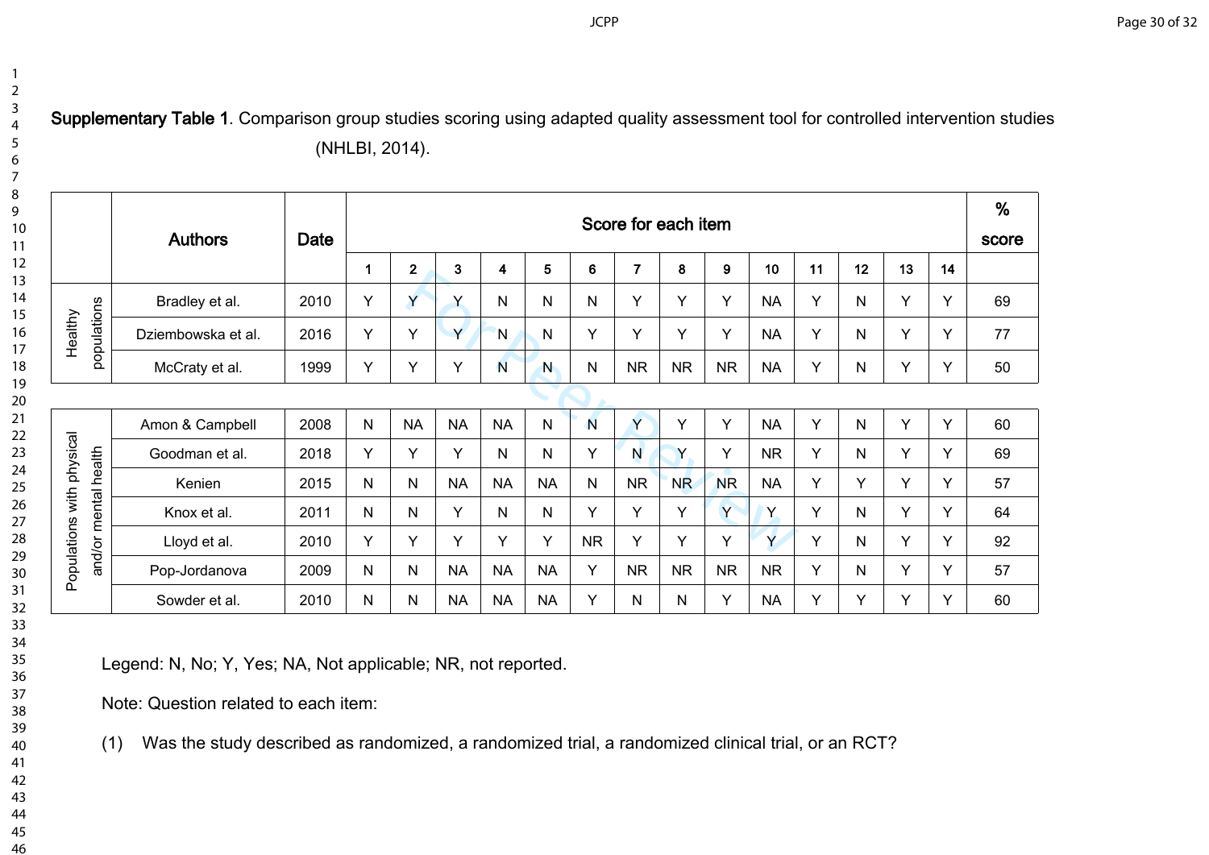**Supplementary Table 1**. Comparison group studies scoring using adapted quality assessment tool for controlled intervention studies (NHLBI, 2014).

| | Authors | Date | Score for each item | | | | | | | | | | | | | | % score |
|---|---|---|---|---|---|---|---|---|---|---|---|---|---|---|---|---|---|
| | | | 1 | 2 | 3 | 4 | 5 | 6 | 7 | 8 | 9 | 10 | 11 | 12 | 13 | 14 | |
| Healthy populations | Bradley et al. | 2010 | Y | Y | Y | N | N | N | Y | Y | Y | NA | Y | N | Y | Y | 69 |
| | Dziembowska et al. | 2016 | Y | Y | Y | N | N | Y | Y | Y | Y | NA | Y | N | Y | Y | 77 |
| | McCraty et al. | 1999 | Y | Y | Y | N | N | N | NR | NR | NR | NA | Y | N | Y | Y | 50 |
| Populations with physical and/or mental health | Amon & Campbell | 2008 | N | NA | NA | NA | N | N | Y | Y | Y | NA | Y | N | Y | Y | 60 |
| | Goodman et al. | 2018 | Y | Y | Y | N | N | Y | N | Y | Y | NR | Y | N | Y | Y | 69 |
| | Kenien | 2015 | N | N | NA | NA | NA | N | NR | NR | NR | NA | Y | Y | Y | Y | 57 |
| | Knox et al. | 2011 | N | N | Y | N | N | Y | Y | Y | Y | Y | Y | N | Y | Y | 64 |
| | Lloyd et al. | 2010 | Y | Y | Y | Y | Y | NR | Y | Y | Y | Y | Y | N | Y | Y | 92 |
| | Pop-Jordanova | 2009 | N | N | NA | NA | NA | Y | NR | NR | NR | NR | Y | N | Y | Y | 57 |
| | Sowder et al. | 2010 | N | N | NA | NA | NA | Y | N | N | Y | NA | Y | Y | Y | Y | 60 |

Legend: N, No; Y, Yes; NA, Not applicable; NR, not reported.

Note: Question related to each item:

(1) Was the study described as randomized, a randomized trial, a randomized clinical trial, or an RCT?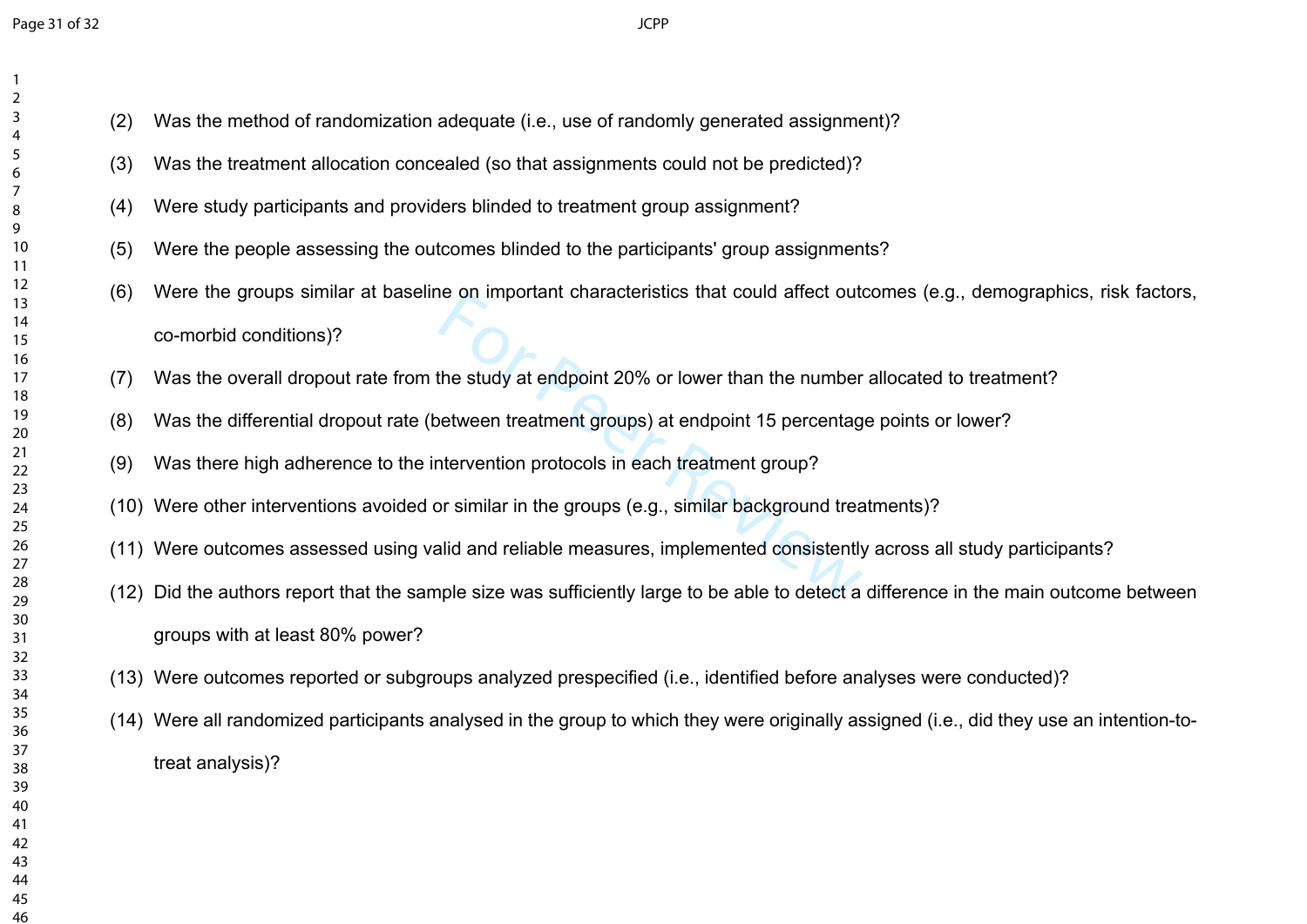(2) Was the method of randomization adequate (i.e., use of randomly generated assignment)?

(3) Was the treatment allocation concealed (so that assignments could not be predicted)?

(4) Were study participants and providers blinded to treatment group assignment?

(5) Were the people assessing the outcomes blinded to the participants' group assignments?

(6) Were the groups similar at baseline on important characteristics that could affect outcomes (e.g., demographics, risk factors, co-morbid conditions)?

(7) Was the overall dropout rate from the study at endpoint 20% or lower than the number allocated to treatment?

(8) Was the differential dropout rate (between treatment groups) at endpoint 15 percentage points or lower?

(9) Was there high adherence to the intervention protocols in each treatment group?

(10) Were other interventions avoided or similar in the groups (e.g., similar background treatments)?

(11) Were outcomes assessed using valid and reliable measures, implemented consistently across all study participants?

(12) Did the authors report that the sample size was sufficiently large to be able to detect a difference in the main outcome between groups with at least 80% power?

(13) Were outcomes reported or subgroups analyzed prespecified (i.e., identified before analyses were conducted)?

(14) Were all randomized participants analysed in the group to which they were originally assigned (i.e., did they use an intention-to-treat analysis)?